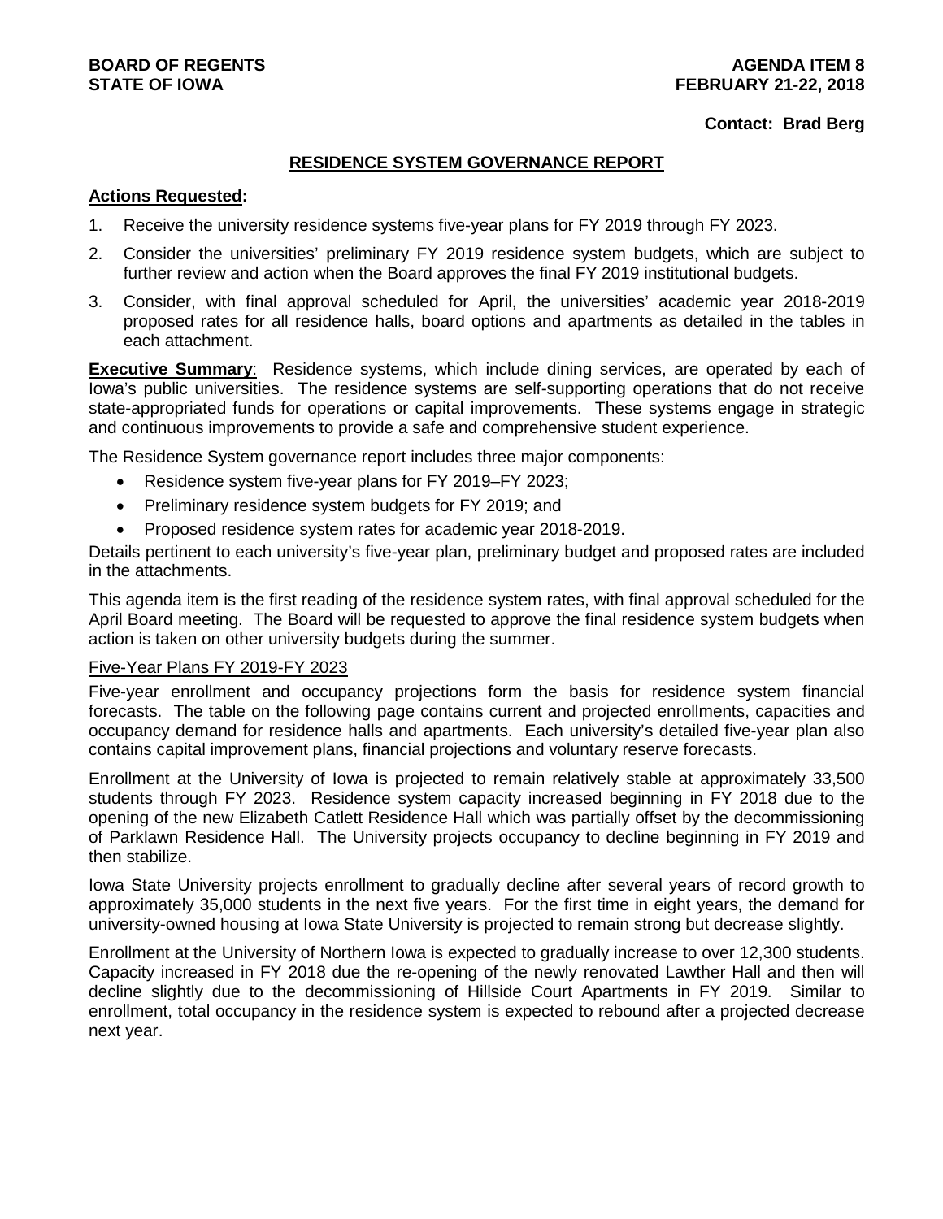**BOARD OF REGENTS**
**STATE OF IOWA**

**AGENDA ITEM 8**
**FEBRUARY 21-22, 2018**

**Contact: Brad Berg**

## RESIDENCE SYSTEM GOVERNANCE REPORT

**Actions Requested:**

1. Receive the university residence systems five-year plans for FY 2019 through FY 2023.
2. Consider the universities' preliminary FY 2019 residence system budgets, which are subject to further review and action when the Board approves the final FY 2019 institutional budgets.
3. Consider, with final approval scheduled for April, the universities' academic year 2018-2019 proposed rates for all residence halls, board options and apartments as detailed in the tables in each attachment.

**Executive Summary**: Residence systems, which include dining services, are operated by each of Iowa's public universities. The residence systems are self-supporting operations that do not receive state-appropriated funds for operations or capital improvements. These systems engage in strategic and continuous improvements to provide a safe and comprehensive student experience.

The Residence System governance report includes three major components:

- Residence system five-year plans for FY 2019–FY 2023;
- Preliminary residence system budgets for FY 2019; and
- Proposed residence system rates for academic year 2018-2019.

Details pertinent to each university's five-year plan, preliminary budget and proposed rates are included in the attachments.

This agenda item is the first reading of the residence system rates, with final approval scheduled for the April Board meeting. The Board will be requested to approve the final residence system budgets when action is taken on other university budgets during the summer.

### Five-Year Plans FY 2019-FY 2023

Five-year enrollment and occupancy projections form the basis for residence system financial forecasts. The table on the following page contains current and projected enrollments, capacities and occupancy demand for residence halls and apartments. Each university's detailed five-year plan also contains capital improvement plans, financial projections and voluntary reserve forecasts.

Enrollment at the University of Iowa is projected to remain relatively stable at approximately 33,500 students through FY 2023. Residence system capacity increased beginning in FY 2018 due to the opening of the new Elizabeth Catlett Residence Hall which was partially offset by the decommissioning of Parklawn Residence Hall. The University projects occupancy to decline beginning in FY 2019 and then stabilize.

Iowa State University projects enrollment to gradually decline after several years of record growth to approximately 35,000 students in the next five years. For the first time in eight years, the demand for university-owned housing at Iowa State University is projected to remain strong but decrease slightly.

Enrollment at the University of Northern Iowa is expected to gradually increase to over 12,300 students. Capacity increased in FY 2018 due the re-opening of the newly renovated Lawther Hall and then will decline slightly due to the decommissioning of Hillside Court Apartments in FY 2019. Similar to enrollment, total occupancy in the residence system is expected to rebound after a projected decrease next year.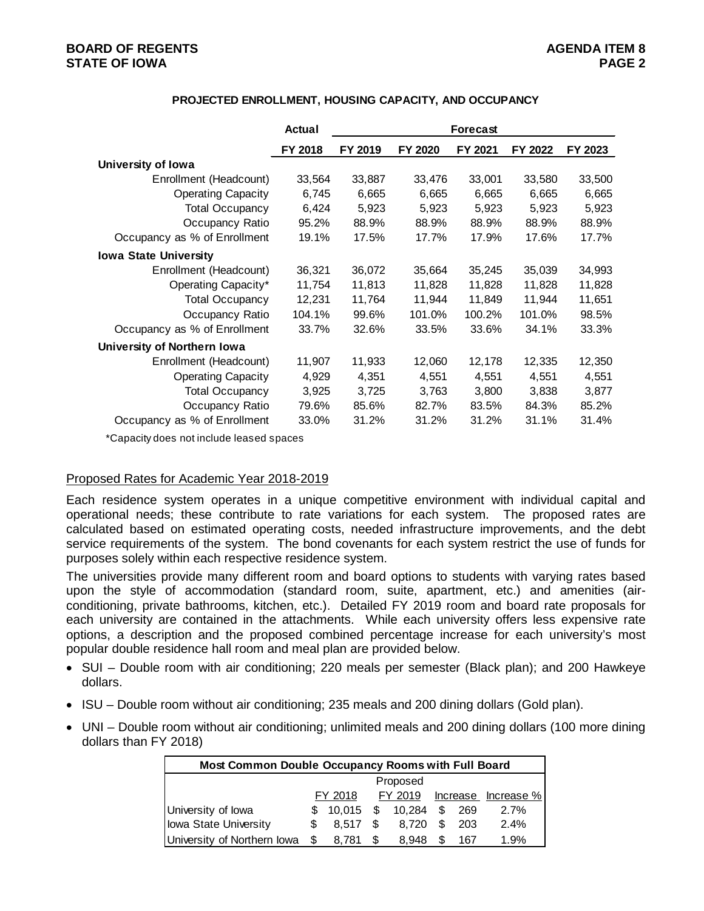**PROJECTED ENROLLMENT, HOUSING CAPACITY, AND OCCUPANCY**

| | Actual | Forecast | | | | |
|---|---|---|---|---|---|---|
| | FY 2018 | FY 2019 | FY 2020 | FY 2021 | FY 2022 | FY 2023 |
| **University of Iowa** | | | | | | |
| Enrollment (Headcount) | 33,564 | 33,887 | 33,476 | 33,001 | 33,580 | 33,500 |
| Operating Capacity | 6,745 | 6,665 | 6,665 | 6,665 | 6,665 | 6,665 |
| Total Occupancy | 6,424 | 5,923 | 5,923 | 5,923 | 5,923 | 5,923 |
| Occupancy Ratio | 95.2% | 88.9% | 88.9% | 88.9% | 88.9% | 88.9% |
| Occupancy as % of Enrollment | 19.1% | 17.5% | 17.7% | 17.9% | 17.6% | 17.7% |
| **Iowa State University** | | | | | | |
| Enrollment (Headcount) | 36,321 | 36,072 | 35,664 | 35,245 | 35,039 | 34,993 |
| Operating Capacity* | 11,754 | 11,813 | 11,828 | 11,828 | 11,828 | 11,828 |
| Total Occupancy | 12,231 | 11,764 | 11,944 | 11,849 | 11,944 | 11,651 |
| Occupancy Ratio | 104.1% | 99.6% | 101.0% | 100.2% | 101.0% | 98.5% |
| Occupancy as % of Enrollment | 33.7% | 32.6% | 33.5% | 33.6% | 34.1% | 33.3% |
| **University of Northern Iowa** | | | | | | |
| Enrollment (Headcount) | 11,907 | 11,933 | 12,060 | 12,178 | 12,335 | 12,350 |
| Operating Capacity | 4,929 | 4,351 | 4,551 | 4,551 | 4,551 | 4,551 |
| Total Occupancy | 3,925 | 3,725 | 3,763 | 3,800 | 3,838 | 3,877 |
| Occupancy Ratio | 79.6% | 85.6% | 82.7% | 83.5% | 84.3% | 85.2% |
| Occupancy as % of Enrollment | 33.0% | 31.2% | 31.2% | 31.2% | 31.1% | 31.4% |

*Capacity does not include leased spaces

## Proposed Rates for Academic Year 2018-2019

Each residence system operates in a unique competitive environment with individual capital and operational needs; these contribute to rate variations for each system. The proposed rates are calculated based on estimated operating costs, needed infrastructure improvements, and the debt service requirements of the system. The bond covenants for each system restrict the use of funds for purposes solely within each respective residence system.

The universities provide many different room and board options to students with varying rates based upon the style of accommodation (standard room, suite, apartment, etc.) and amenities (air-conditioning, private bathrooms, kitchen, etc.). Detailed FY 2019 room and board rate proposals for each university are contained in the attachments. While each university offers less expensive rate options, a description and the proposed combined percentage increase for each university's most popular double residence hall room and meal plan are provided below.

- SUI – Double room with air conditioning; 220 meals per semester (Black plan); and 200 Hawkeye dollars.
- ISU – Double room without air conditioning; 235 meals and 200 dining dollars (Gold plan).
- UNI – Double room without air conditioning; unlimited meals and 200 dining dollars (100 more dining dollars than FY 2018)

| Most Common Double Occupancy Rooms with Full Board | | | | |
|---|---|---|---|---|
| | | Proposed | | |
| | FY 2018 | FY 2019 | Increase | Increase % |
| University of Iowa | $ 10,015 | $ 10,284 | $ 269 | 2.7% |
| Iowa State University | $ 8,517 | $ 8,720 | $ 203 | 2.4% |
| University of Northern Iowa | $ 8,781 | $ 8,948 | $ 167 | 1.9% |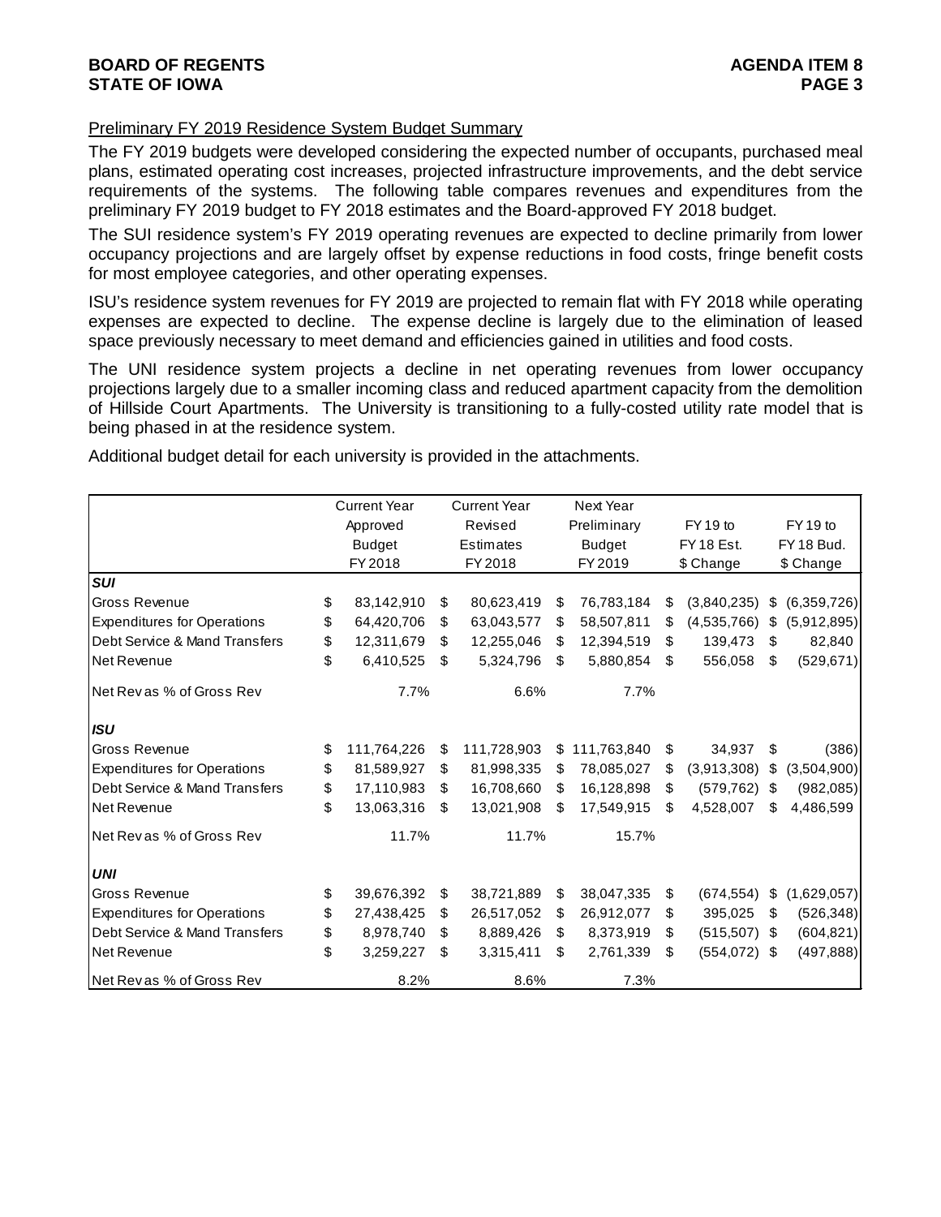Preliminary FY 2019 Residence System Budget Summary

The FY 2019 budgets were developed considering the expected number of occupants, purchased meal plans, estimated operating cost increases, projected infrastructure improvements, and the debt service requirements of the systems. The following table compares revenues and expenditures from the preliminary FY 2019 budget to FY 2018 estimates and the Board-approved FY 2018 budget.

The SUI residence system's FY 2019 operating revenues are expected to decline primarily from lower occupancy projections and are largely offset by expense reductions in food costs, fringe benefit costs for most employee categories, and other operating expenses.

ISU's residence system revenues for FY 2019 are projected to remain flat with FY 2018 while operating expenses are expected to decline. The expense decline is largely due to the elimination of leased space previously necessary to meet demand and efficiencies gained in utilities and food costs.

The UNI residence system projects a decline in net operating revenues from lower occupancy projections largely due to a smaller incoming class and reduced apartment capacity from the demolition of Hillside Court Apartments. The University is transitioning to a fully-costed utility rate model that is being phased in at the residence system.

Additional budget detail for each university is provided in the attachments.

| | Current Year Approved Budget FY 2018 | Current Year Revised Estimates FY 2018 | Next Year Preliminary Budget FY 2019 | FY 19 to FY 18 Est. $ Change | FY 19 to FY 18 Bud. $ Change |
|---|---|---|---|---|---|
| ***SUI*** | | | | | |
| Gross Revenue | $ 83,142,910 | $ 80,623,419 | $ 76,783,184 | $ (3,840,235) | $ (6,359,726) |
| Expenditures for Operations | $ 64,420,706 | $ 63,043,577 | $ 58,507,811 | $ (4,535,766) | $ (5,912,895) |
| Debt Service & Mand Transfers | $ 12,311,679 | $ 12,255,046 | $ 12,394,519 | $ 139,473 | $ 82,840 |
| Net Revenue | $ 6,410,525 | $ 5,324,796 | $ 5,880,854 | $ 556,058 | $ (529,671) |
| Net Rev as % of Gross Rev | 7.7% | 6.6% | 7.7% | | |
| ***ISU*** | | | | | |
| Gross Revenue | $ 111,764,226 | $ 111,728,903 | $ 111,763,840 | $ 34,937 | $ (386) |
| Expenditures for Operations | $ 81,589,927 | $ 81,998,335 | $ 78,085,027 | $ (3,913,308) | $ (3,504,900) |
| Debt Service & Mand Transfers | $ 17,110,983 | $ 16,708,660 | $ 16,128,898 | $ (579,762) | $ (982,085) |
| Net Revenue | $ 13,063,316 | $ 13,021,908 | $ 17,549,915 | $ 4,528,007 | $ 4,486,599 |
| Net Rev as % of Gross Rev | 11.7% | 11.7% | 15.7% | | |
| ***UNI*** | | | | | |
| Gross Revenue | $ 39,676,392 | $ 38,721,889 | $ 38,047,335 | $ (674,554) | $ (1,629,057) |
| Expenditures for Operations | $ 27,438,425 | $ 26,517,052 | $ 26,912,077 | $ 395,025 | $ (526,348) |
| Debt Service & Mand Transfers | $ 8,978,740 | $ 8,889,426 | $ 8,373,919 | $ (515,507) | $ (604,821) |
| Net Revenue | $ 3,259,227 | $ 3,315,411 | $ 2,761,339 | $ (554,072) | $ (497,888) |
| Net Rev as % of Gross Rev | 8.2% | 8.6% | 7.3% | | |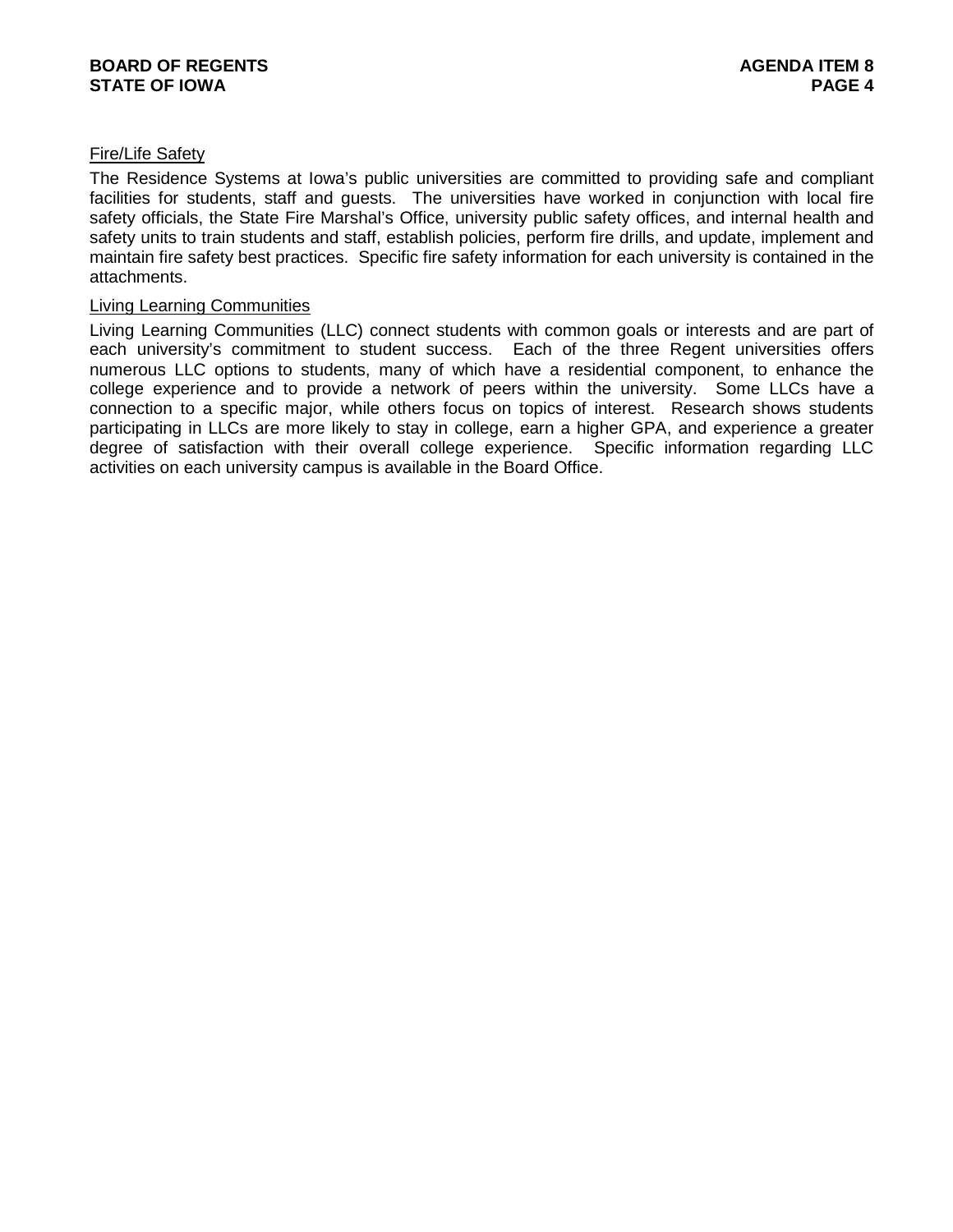Fire/Life Safety

The Residence Systems at Iowa's public universities are committed to providing safe and compliant facilities for students, staff and guests. The universities have worked in conjunction with local fire safety officials, the State Fire Marshal's Office, university public safety offices, and internal health and safety units to train students and staff, establish policies, perform fire drills, and update, implement and maintain fire safety best practices. Specific fire safety information for each university is contained in the attachments.

Living Learning Communities

Living Learning Communities (LLC) connect students with common goals or interests and are part of each university's commitment to student success. Each of the three Regent universities offers numerous LLC options to students, many of which have a residential component, to enhance the college experience and to provide a network of peers within the university. Some LLCs have a connection to a specific major, while others focus on topics of interest. Research shows students participating in LLCs are more likely to stay in college, earn a higher GPA, and experience a greater degree of satisfaction with their overall college experience. Specific information regarding LLC activities on each university campus is available in the Board Office.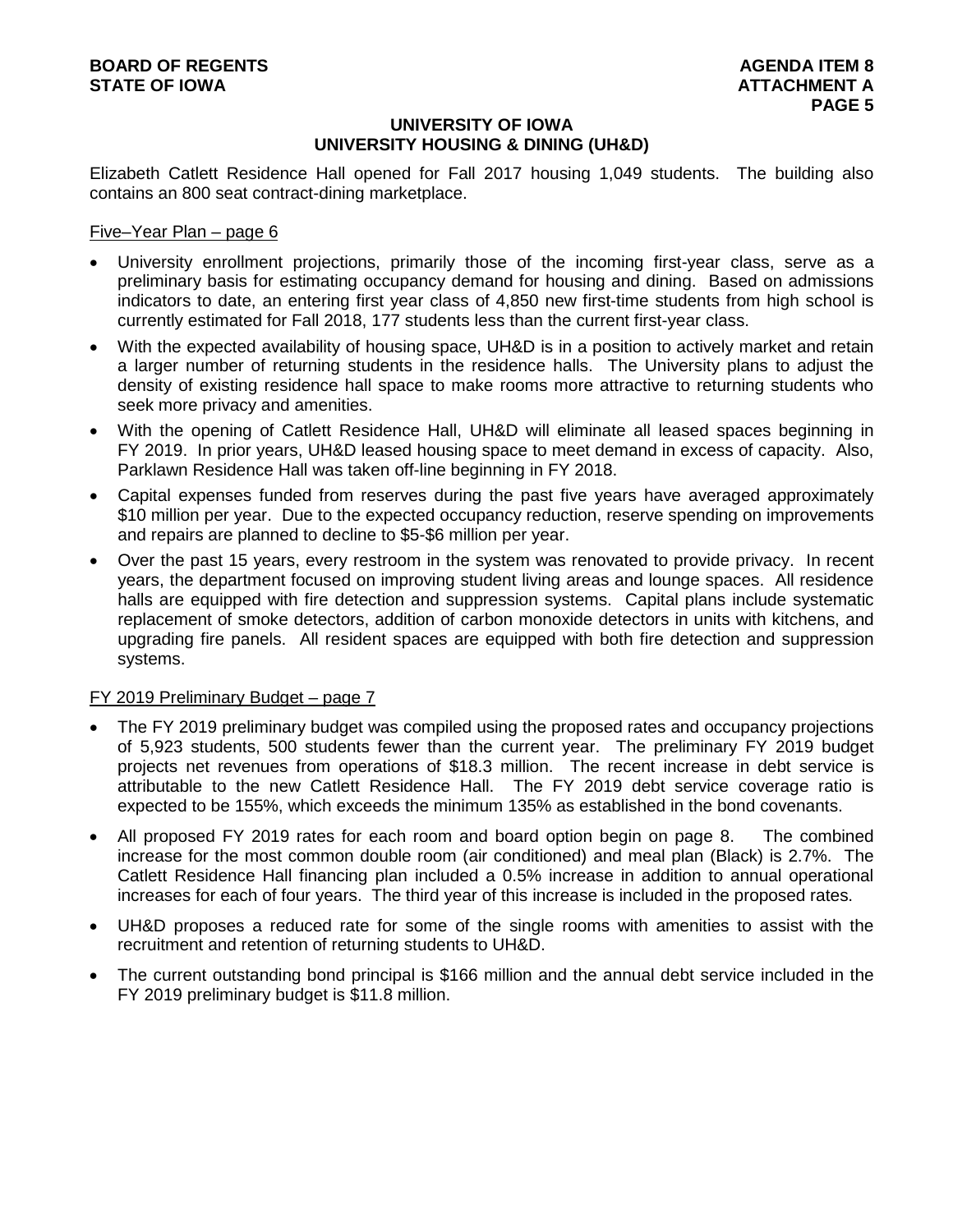## UNIVERSITY OF IOWA
## UNIVERSITY HOUSING & DINING (UH&D)

Elizabeth Catlett Residence Hall opened for Fall 2017 housing 1,049 students. The building also contains an 800 seat contract-dining marketplace.

Five–Year Plan – page 6

- University enrollment projections, primarily those of the incoming first-year class, serve as a preliminary basis for estimating occupancy demand for housing and dining. Based on admissions indicators to date, an entering first year class of 4,850 new first-time students from high school is currently estimated for Fall 2018, 177 students less than the current first-year class.
- With the expected availability of housing space, UH&D is in a position to actively market and retain a larger number of returning students in the residence halls. The University plans to adjust the density of existing residence hall space to make rooms more attractive to returning students who seek more privacy and amenities.
- With the opening of Catlett Residence Hall, UH&D will eliminate all leased spaces beginning in FY 2019. In prior years, UH&D leased housing space to meet demand in excess of capacity. Also, Parklawn Residence Hall was taken off-line beginning in FY 2018.
- Capital expenses funded from reserves during the past five years have averaged approximately $10 million per year. Due to the expected occupancy reduction, reserve spending on improvements and repairs are planned to decline to $5-$6 million per year.
- Over the past 15 years, every restroom in the system was renovated to provide privacy. In recent years, the department focused on improving student living areas and lounge spaces. All residence halls are equipped with fire detection and suppression systems. Capital plans include systematic replacement of smoke detectors, addition of carbon monoxide detectors in units with kitchens, and upgrading fire panels. All resident spaces are equipped with both fire detection and suppression systems.

FY 2019 Preliminary Budget – page 7

- The FY 2019 preliminary budget was compiled using the proposed rates and occupancy projections of 5,923 students, 500 students fewer than the current year. The preliminary FY 2019 budget projects net revenues from operations of $18.3 million. The recent increase in debt service is attributable to the new Catlett Residence Hall. The FY 2019 debt service coverage ratio is expected to be 155%, which exceeds the minimum 135% as established in the bond covenants.
- All proposed FY 2019 rates for each room and board option begin on page 8. The combined increase for the most common double room (air conditioned) and meal plan (Black) is 2.7%. The Catlett Residence Hall financing plan included a 0.5% increase in addition to annual operational increases for each of four years. The third year of this increase is included in the proposed rates.
- UH&D proposes a reduced rate for some of the single rooms with amenities to assist with the recruitment and retention of returning students to UH&D.
- The current outstanding bond principal is $166 million and the annual debt service included in the FY 2019 preliminary budget is $11.8 million.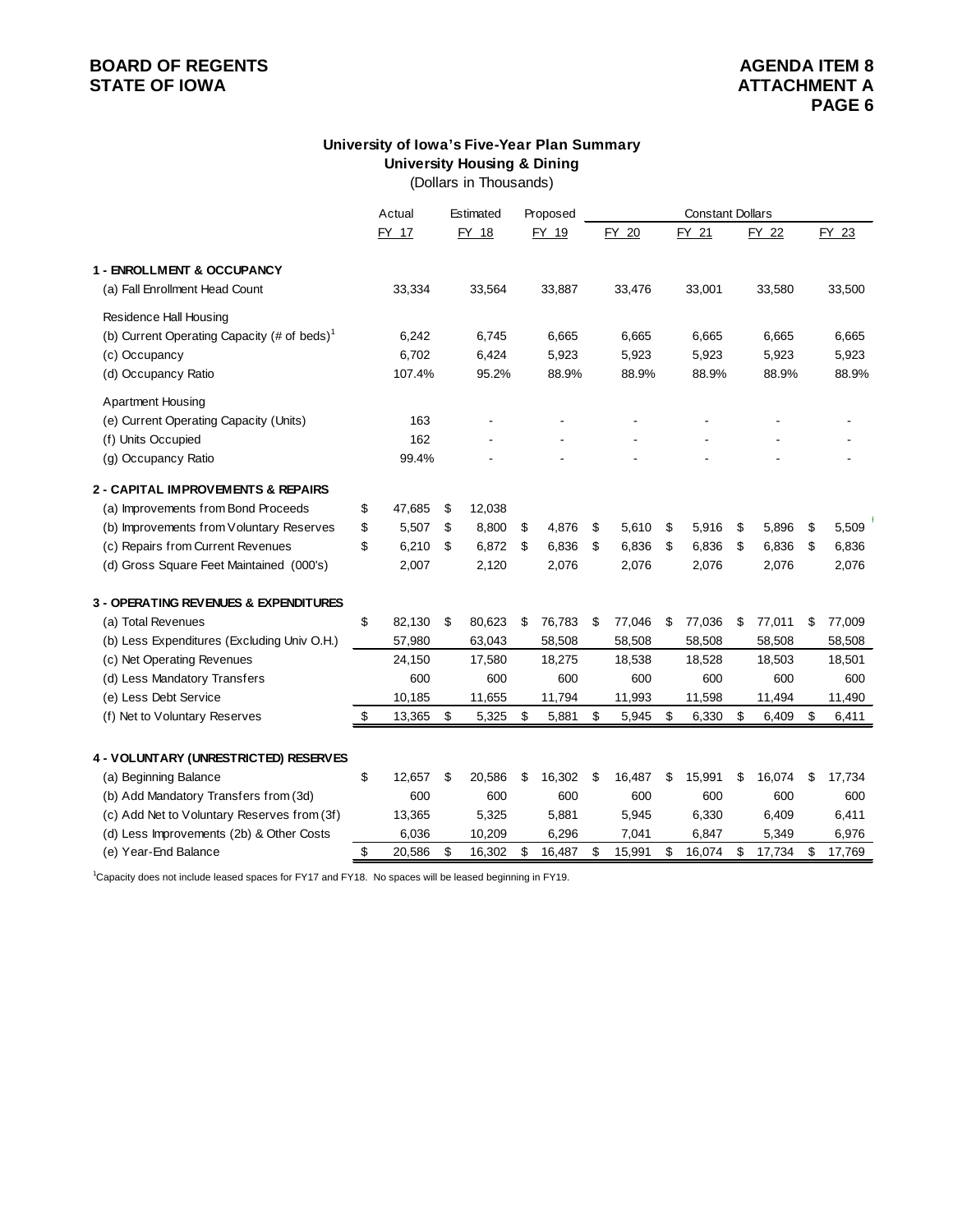**BOARD OF REGENTS**
**STATE OF IOWA**

**AGENDA ITEM 8**
**ATTACHMENT A**

## University of Iowa's Five-Year Plan Summary
### University Housing & Dining
(Dollars in Thousands)

| | Actual | Estimated | Proposed | Constant Dollars | | | |
|---|---|---|---|---|---|---|---|
| | FY 17 | FY 18 | FY 19 | FY 20 | FY 21 | FY 22 | FY 23 |
| **1 - ENROLLMENT & OCCUPANCY** | | | | | | | |
| (a) Fall Enrollment Head Count | 33,334 | 33,564 | 33,887 | 33,476 | 33,001 | 33,580 | 33,500 |
| Residence Hall Housing | | | | | | | |
| (b) Current Operating Capacity (# of beds)[1] | 6,242 | 6,745 | 6,665 | 6,665 | 6,665 | 6,665 | 6,665 |
| (c) Occupancy | 6,702 | 6,424 | 5,923 | 5,923 | 5,923 | 5,923 | 5,923 |
| (d) Occupancy Ratio | 107.4% | 95.2% | 88.9% | 88.9% | 88.9% | 88.9% | 88.9% |
| Apartment Housing | | | | | | | |
| (e) Current Operating Capacity (Units) | 163 | - | - | - | - | - | - |
| (f) Units Occupied | 162 | - | - | - | - | - | - |
| (g) Occupancy Ratio | 99.4% | - | - | - | - | - | - |
| **2 - CAPITAL IMPROVEMENTS & REPAIRS** | | | | | | | |
| (a) Improvements from Bond Proceeds | $ 47,685 | $ 12,038 | | | | | |
| (b) Improvements from Voluntary Reserves | $ 5,507 | $ 8,800 | $ 4,876 | $ 5,610 | $ 5,916 | $ 5,896 | $ 5,509 |
| (c) Repairs from Current Revenues | $ 6,210 | $ 6,872 | $ 6,836 | $ 6,836 | $ 6,836 | $ 6,836 | $ 6,836 |
| (d) Gross Square Feet Maintained (000's) | 2,007 | 2,120 | 2,076 | 2,076 | 2,076 | 2,076 | 2,076 |
| **3 - OPERATING REVENUES & EXPENDITURES** | | | | | | | |
| (a) Total Revenues | $ 82,130 | $ 80,623 | $ 76,783 | $ 77,046 | $ 77,036 | $ 77,011 | $ 77,009 |
| (b) Less Expenditures (Excluding Univ O.H.) | 57,980 | 63,043 | 58,508 | 58,508 | 58,508 | 58,508 | 58,508 |
| (c) Net Operating Revenues | 24,150 | 17,580 | 18,275 | 18,538 | 18,528 | 18,503 | 18,501 |
| (d) Less Mandatory Transfers | 600 | 600 | 600 | 600 | 600 | 600 | 600 |
| (e) Less Debt Service | 10,185 | 11,655 | 11,794 | 11,993 | 11,598 | 11,494 | 11,490 |
| (f) Net to Voluntary Reserves | $ 13,365 | $ 5,325 | $ 5,881 | $ 5,945 | $ 6,330 | $ 6,409 | $ 6,411 |
| **4 - VOLUNTARY (UNRESTRICTED) RESERVES** | | | | | | | |
| (a) Beginning Balance | $ 12,657 | $ 20,586 | $ 16,302 | $ 16,487 | $ 15,991 | $ 16,074 | $ 17,734 |
| (b) Add Mandatory Transfers from (3d) | 600 | 600 | 600 | 600 | 600 | 600 | 600 |
| (c) Add Net to Voluntary Reserves from (3f) | 13,365 | 5,325 | 5,881 | 5,945 | 6,330 | 6,409 | 6,411 |
| (d) Less Improvements (2b) & Other Costs | 6,036 | 10,209 | 6,296 | 7,041 | 6,847 | 5,349 | 6,976 |
| (e) Year-End Balance | $ 20,586 | $ 16,302 | $ 16,487 | $ 15,991 | $ 16,074 | $ 17,734 | $ 17,769 |

[1]Capacity does not include leased spaces for FY17 and FY18. No spaces will be leased beginning in FY19.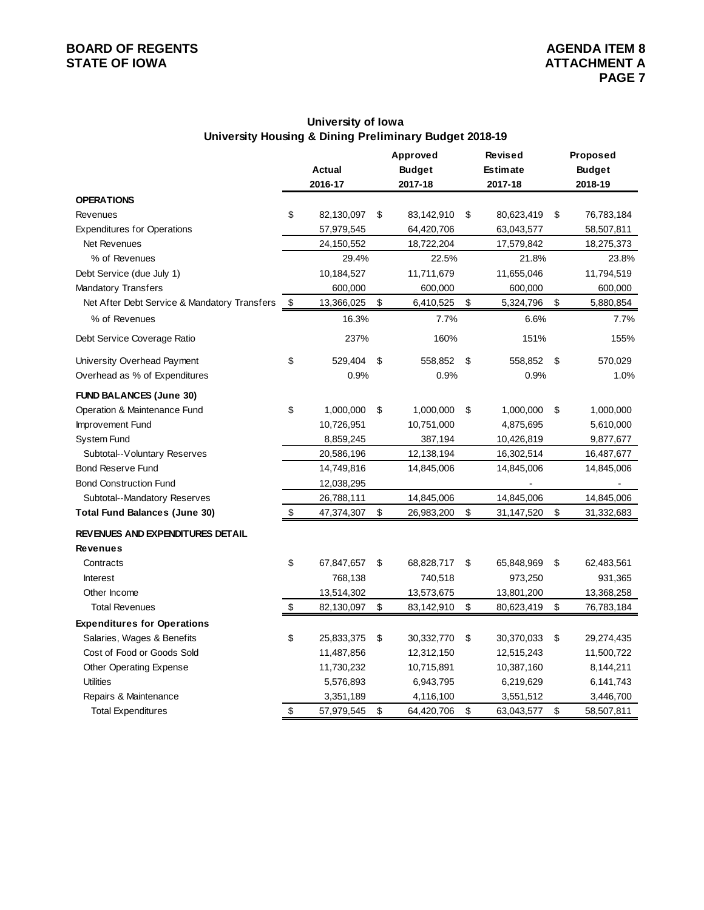## University of Iowa
## University Housing & Dining Preliminary Budget 2018-19

| | Actual 2016-17 | Approved Budget 2017-18 | Revised Estimate 2017-18 | Proposed Budget 2018-19 |
|---|---|---|---|---|
| **OPERATIONS** | | | | |
| Revenues | $ 82,130,097 | $ 83,142,910 | $ 80,623,419 | $ 76,783,184 |
| Expenditures for Operations | 57,979,545 | 64,420,706 | 63,043,577 | 58,507,811 |
| Net Revenues | 24,150,552 | 18,722,204 | 17,579,842 | 18,275,373 |
| % of Revenues | 29.4% | 22.5% | 21.8% | 23.8% |
| Debt Service (due July 1) | 10,184,527 | 11,711,679 | 11,655,046 | 11,794,519 |
| Mandatory Transfers | 600,000 | 600,000 | 600,000 | 600,000 |
| Net After Debt Service & Mandatory Transfers | $ 13,366,025 | $ 6,410,525 | $ 5,324,796 | $ 5,880,854 |
| % of Revenues | 16.3% | 7.7% | 6.6% | 7.7% |
| Debt Service Coverage Ratio | 237% | 160% | 151% | 155% |
| University Overhead Payment | $ 529,404 | $ 558,852 | $ 558,852 | $ 570,029 |
| Overhead as % of Expenditures | 0.9% | 0.9% | 0.9% | 1.0% |
| **FUND BALANCES (June 30)** | | | | |
| Operation & Maintenance Fund | $ 1,000,000 | $ 1,000,000 | $ 1,000,000 | $ 1,000,000 |
| Improvement Fund | 10,726,951 | 10,751,000 | 4,875,695 | 5,610,000 |
| System Fund | 8,859,245 | 387,194 | 10,426,819 | 9,877,677 |
| Subtotal--Voluntary Reserves | 20,586,196 | 12,138,194 | 16,302,514 | 16,487,677 |
| Bond Reserve Fund | 14,749,816 | 14,845,006 | 14,845,006 | 14,845,006 |
| Bond Construction Fund | 12,038,295 | | - | - |
| Subtotal--Mandatory Reserves | 26,788,111 | 14,845,006 | 14,845,006 | 14,845,006 |
| **Total Fund Balances (June 30)** | $ 47,374,307 | $ 26,983,200 | $ 31,147,520 | $ 31,332,683 |
| **REVENUES AND EXPENDITURES DETAIL** | | | | |
| **Revenues** | | | | |
| Contracts | $ 67,847,657 | $ 68,828,717 | $ 65,848,969 | $ 62,483,561 |
| Interest | 768,138 | 740,518 | 973,250 | 931,365 |
| Other Income | 13,514,302 | 13,573,675 | 13,801,200 | 13,368,258 |
| Total Revenues | $ 82,130,097 | $ 83,142,910 | $ 80,623,419 | $ 76,783,184 |
| **Expenditures for Operations** | | | | |
| Salaries, Wages & Benefits | $ 25,833,375 | $ 30,332,770 | $ 30,370,033 | $ 29,274,435 |
| Cost of Food or Goods Sold | 11,487,856 | 12,312,150 | 12,515,243 | 11,500,722 |
| Other Operating Expense | 11,730,232 | 10,715,891 | 10,387,160 | 8,144,211 |
| Utilities | 5,576,893 | 6,943,795 | 6,219,629 | 6,141,743 |
| Repairs & Maintenance | 3,351,189 | 4,116,100 | 3,551,512 | 3,446,700 |
| Total Expenditures | $ 57,979,545 | $ 64,420,706 | $ 63,043,577 | $ 58,507,811 |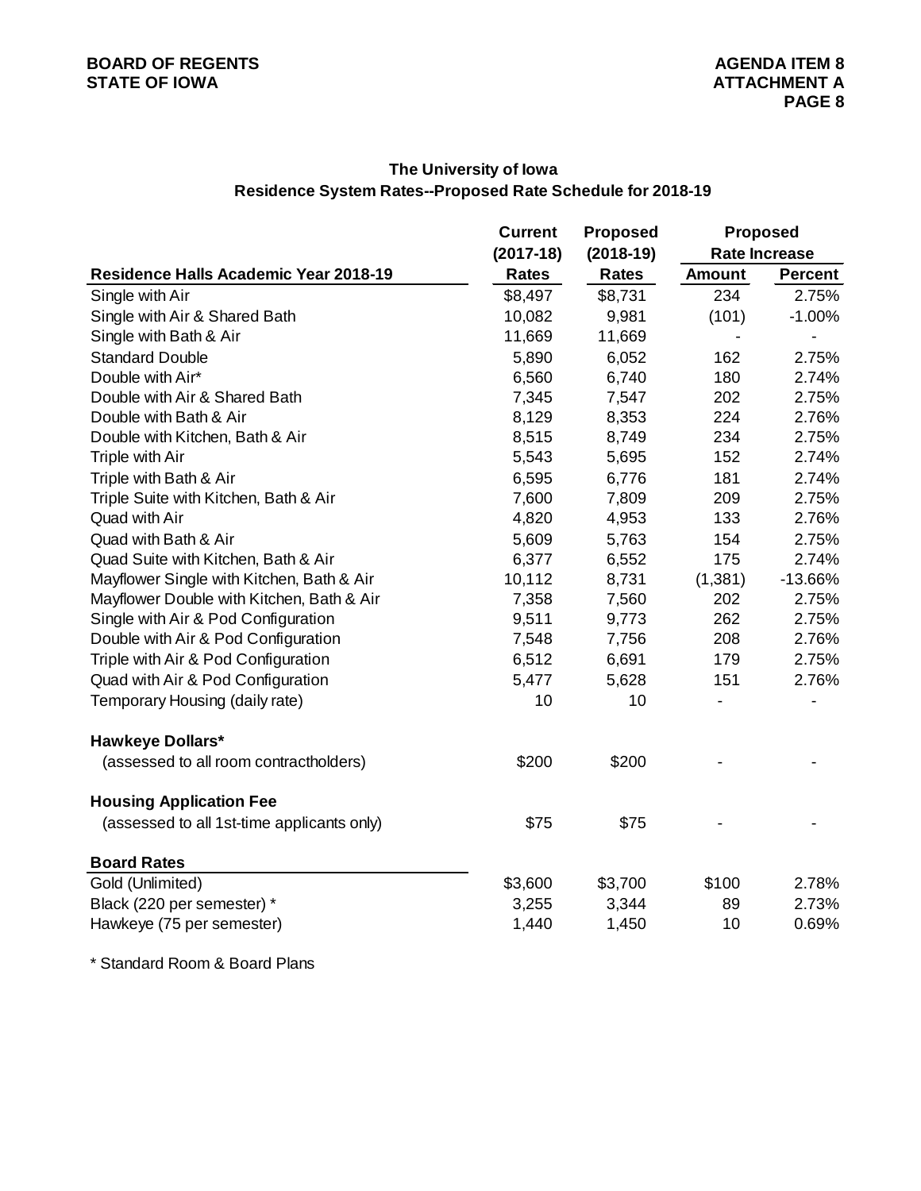BOARD OF REGENTS
STATE OF IOWA

AGENDA ITEM 8
ATTACHMENT A

## The University of Iowa
## Residence System Rates--Proposed Rate Schedule for 2018-19

| Residence Halls Academic Year 2018-19 | Current (2017-18) Rates | Proposed (2018-19) Rates | Proposed Rate Increase | |
|---|---|---|---|---|
| | | | Amount | Percent |
| Single with Air | $8,497 | $8,731 | 234 | 2.75% |
| Single with Air & Shared Bath | 10,082 | 9,981 | (101) | -1.00% |
| Single with Bath & Air | 11,669 | 11,669 | - | - |
| Standard Double | 5,890 | 6,052 | 162 | 2.75% |
| Double with Air* | 6,560 | 6,740 | 180 | 2.74% |
| Double with Air & Shared Bath | 7,345 | 7,547 | 202 | 2.75% |
| Double with Bath & Air | 8,129 | 8,353 | 224 | 2.76% |
| Double with Kitchen, Bath & Air | 8,515 | 8,749 | 234 | 2.75% |
| Triple with Air | 5,543 | 5,695 | 152 | 2.74% |
| Triple with Bath & Air | 6,595 | 6,776 | 181 | 2.74% |
| Triple Suite with Kitchen, Bath & Air | 7,600 | 7,809 | 209 | 2.75% |
| Quad with Air | 4,820 | 4,953 | 133 | 2.76% |
| Quad with Bath & Air | 5,609 | 5,763 | 154 | 2.75% |
| Quad Suite with Kitchen, Bath & Air | 6,377 | 6,552 | 175 | 2.74% |
| Mayflower Single with Kitchen, Bath & Air | 10,112 | 8,731 | (1,381) | -13.66% |
| Mayflower Double with Kitchen, Bath & Air | 7,358 | 7,560 | 202 | 2.75% |
| Single with Air & Pod Configuration | 9,511 | 9,773 | 262 | 2.75% |
| Double with Air & Pod Configuration | 7,548 | 7,756 | 208 | 2.76% |
| Triple with Air & Pod Configuration | 6,512 | 6,691 | 179 | 2.75% |
| Quad with Air & Pod Configuration | 5,477 | 5,628 | 151 | 2.76% |
| Temporary Housing (daily rate) | 10 | 10 | - | - |
| **Hawkeye Dollars*** | | | | |
| (assessed to all room contractholders) | $200 | $200 | - | - |
| **Housing Application Fee** | | | | |
| (assessed to all 1st-time applicants only) | $75 | $75 | - | - |
| **Board Rates** | | | | |
| Gold (Unlimited) | $3,600 | $3,700 | $100 | 2.78% |
| Black (220 per semester) * | 3,255 | 3,344 | 89 | 2.73% |
| Hawkeye (75 per semester) | 1,440 | 1,450 | 10 | 0.69% |

* Standard Room & Board Plans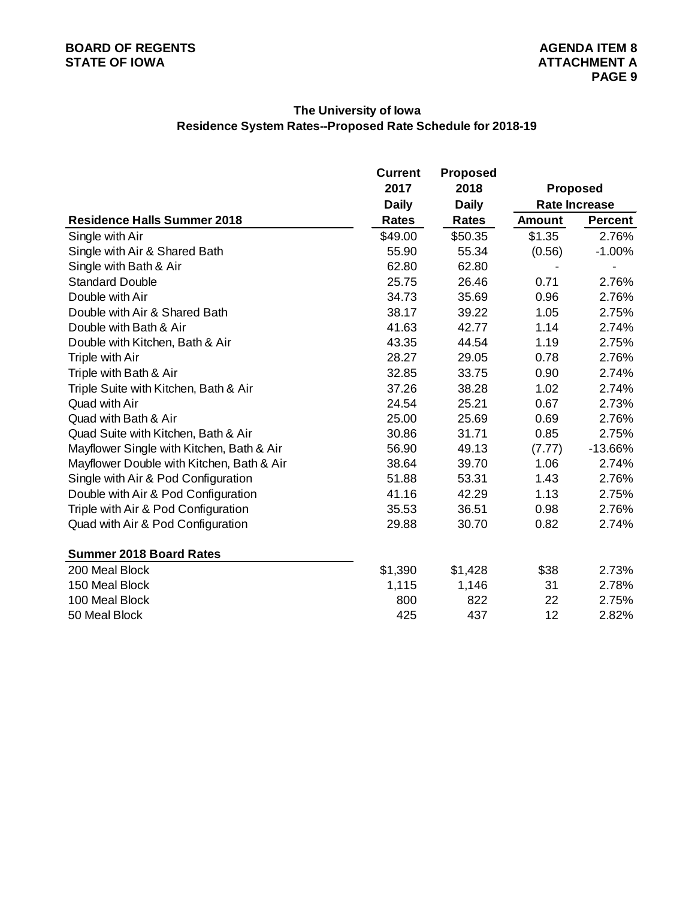BOARD OF REGENTS
STATE OF IOWA

AGENDA ITEM 8
ATTACHMENT A

## The University of Iowa
## Residence System Rates--Proposed Rate Schedule for 2018-19

| | Current 2017 Daily | Proposed 2018 Daily | Proposed Rate Increase | |
|---|---|---|---|---|
| **Residence Halls Summer 2018** | **Rates** | **Rates** | **Amount** | **Percent** |
| Single with Air | $49.00 | $50.35 | $1.35 | 2.76% |
| Single with Air & Shared Bath | 55.90 | 55.34 | (0.56) | -1.00% |
| Single with Bath & Air | 62.80 | 62.80 | - | - |
| Standard Double | 25.75 | 26.46 | 0.71 | 2.76% |
| Double with Air | 34.73 | 35.69 | 0.96 | 2.76% |
| Double with Air & Shared Bath | 38.17 | 39.22 | 1.05 | 2.75% |
| Double with Bath & Air | 41.63 | 42.77 | 1.14 | 2.74% |
| Double with Kitchen, Bath & Air | 43.35 | 44.54 | 1.19 | 2.75% |
| Triple with Air | 28.27 | 29.05 | 0.78 | 2.76% |
| Triple with Bath & Air | 32.85 | 33.75 | 0.90 | 2.74% |
| Triple Suite with Kitchen, Bath & Air | 37.26 | 38.28 | 1.02 | 2.74% |
| Quad with Air | 24.54 | 25.21 | 0.67 | 2.73% |
| Quad with Bath & Air | 25.00 | 25.69 | 0.69 | 2.76% |
| Quad Suite with Kitchen, Bath & Air | 30.86 | 31.71 | 0.85 | 2.75% |
| Mayflower Single with Kitchen, Bath & Air | 56.90 | 49.13 | (7.77) | -13.66% |
| Mayflower Double with Kitchen, Bath & Air | 38.64 | 39.70 | 1.06 | 2.74% |
| Single with Air & Pod Configuration | 51.88 | 53.31 | 1.43 | 2.76% |
| Double with Air & Pod Configuration | 41.16 | 42.29 | 1.13 | 2.75% |
| Triple with Air & Pod Configuration | 35.53 | 36.51 | 0.98 | 2.76% |
| Quad with Air & Pod Configuration | 29.88 | 30.70 | 0.82 | 2.74% |
| | | | | |
| **Summer 2018 Board Rates** | | | | |
| 200 Meal Block | $1,390 | $1,428 | $38 | 2.73% |
| 150 Meal Block | 1,115 | 1,146 | 31 | 2.78% |
| 100 Meal Block | 800 | 822 | 22 | 2.75% |
| 50 Meal Block | 425 | 437 | 12 | 2.82% |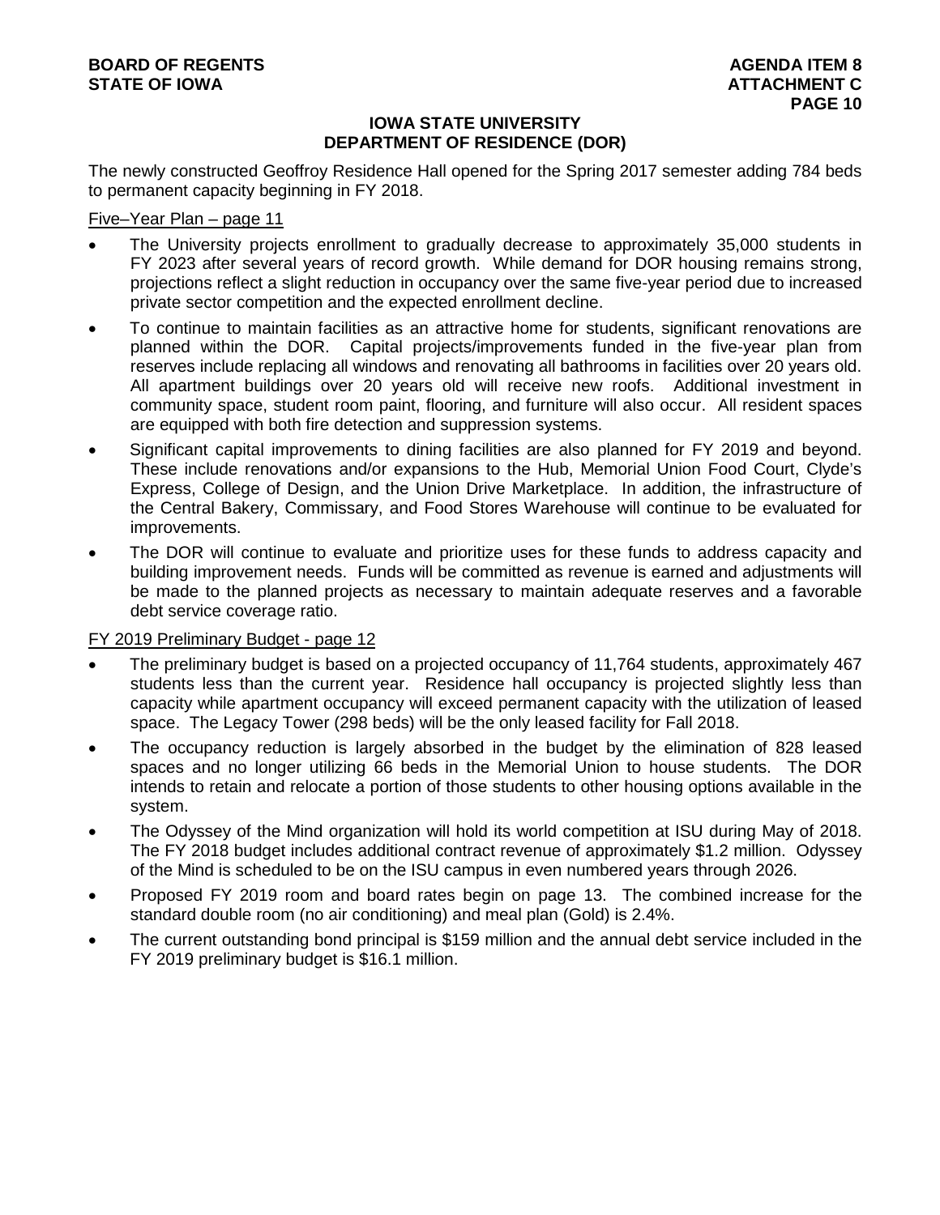## IOWA STATE UNIVERSITY
## DEPARTMENT OF RESIDENCE (DOR)

The newly constructed Geoffroy Residence Hall opened for the Spring 2017 semester adding 784 beds to permanent capacity beginning in FY 2018.

Five–Year Plan – page 11

- The University projects enrollment to gradually decrease to approximately 35,000 students in FY 2023 after several years of record growth. While demand for DOR housing remains strong, projections reflect a slight reduction in occupancy over the same five-year period due to increased private sector competition and the expected enrollment decline.
- To continue to maintain facilities as an attractive home for students, significant renovations are planned within the DOR. Capital projects/improvements funded in the five-year plan from reserves include replacing all windows and renovating all bathrooms in facilities over 20 years old. All apartment buildings over 20 years old will receive new roofs. Additional investment in community space, student room paint, flooring, and furniture will also occur. All resident spaces are equipped with both fire detection and suppression systems.
- Significant capital improvements to dining facilities are also planned for FY 2019 and beyond. These include renovations and/or expansions to the Hub, Memorial Union Food Court, Clyde's Express, College of Design, and the Union Drive Marketplace. In addition, the infrastructure of the Central Bakery, Commissary, and Food Stores Warehouse will continue to be evaluated for improvements.
- The DOR will continue to evaluate and prioritize uses for these funds to address capacity and building improvement needs. Funds will be committed as revenue is earned and adjustments will be made to the planned projects as necessary to maintain adequate reserves and a favorable debt service coverage ratio.

FY 2019 Preliminary Budget - page 12

- The preliminary budget is based on a projected occupancy of 11,764 students, approximately 467 students less than the current year. Residence hall occupancy is projected slightly less than capacity while apartment occupancy will exceed permanent capacity with the utilization of leased space. The Legacy Tower (298 beds) will be the only leased facility for Fall 2018.
- The occupancy reduction is largely absorbed in the budget by the elimination of 828 leased spaces and no longer utilizing 66 beds in the Memorial Union to house students. The DOR intends to retain and relocate a portion of those students to other housing options available in the system.
- The Odyssey of the Mind organization will hold its world competition at ISU during May of 2018. The FY 2018 budget includes additional contract revenue of approximately \$1.2 million. Odyssey of the Mind is scheduled to be on the ISU campus in even numbered years through 2026.
- Proposed FY 2019 room and board rates begin on page 13. The combined increase for the standard double room (no air conditioning) and meal plan (Gold) is 2.4%.
- The current outstanding bond principal is \$159 million and the annual debt service included in the FY 2019 preliminary budget is \$16.1 million.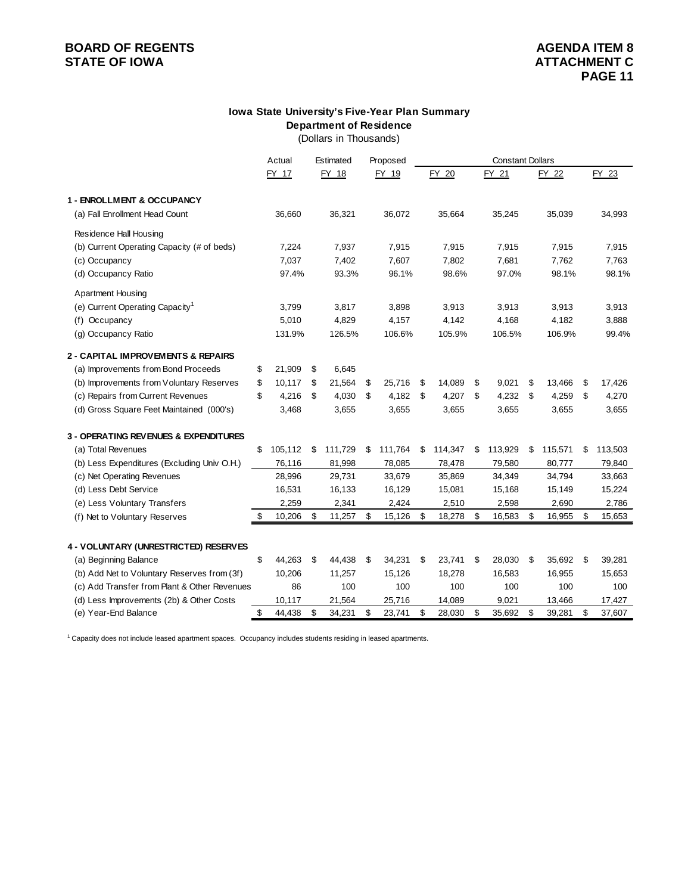**BOARD OF REGENTS**
**STATE OF IOWA**

**AGENDA ITEM 8**
**ATTACHMENT C**

### Iowa State University's Five-Year Plan Summary
### Department of Residence

(Dollars in Thousands)

| | Actual | Estimated | Proposed | Constant Dollars | | | |
|---|---|---|---|---|---|---|---|
| | FY 17 | FY 18 | FY 19 | FY 20 | FY 21 | FY 22 | FY 23 |
| **1 - ENROLLMENT & OCCUPANCY** | | | | | | | |
| (a) Fall Enrollment Head Count | 36,660 | 36,321 | 36,072 | 35,664 | 35,245 | 35,039 | 34,993 |
| Residence Hall Housing | | | | | | | |
| (b) Current Operating Capacity (# of beds) | 7,224 | 7,937 | 7,915 | 7,915 | 7,915 | 7,915 | 7,915 |
| (c) Occupancy | 7,037 | 7,402 | 7,607 | 7,802 | 7,681 | 7,762 | 7,763 |
| (d) Occupancy Ratio | 97.4% | 93.3% | 96.1% | 98.6% | 97.0% | 98.1% | 98.1% |
| Apartment Housing | | | | | | | |
| (e) Current Operating Capacity[1] | 3,799 | 3,817 | 3,898 | 3,913 | 3,913 | 3,913 | 3,913 |
| (f) Occupancy | 5,010 | 4,829 | 4,157 | 4,142 | 4,168 | 4,182 | 3,888 |
| (g) Occupancy Ratio | 131.9% | 126.5% | 106.6% | 105.9% | 106.5% | 106.9% | 99.4% |
| **2 - CAPITAL IMPROVEMENTS & REPAIRS** | | | | | | | |
| (a) Improvements from Bond Proceeds | $ 21,909 | $ 6,645 | | | | | |
| (b) Improvements from Voluntary Reserves | $ 10,117 | $ 21,564 | $ 25,716 | $ 14,089 | $ 9,021 | $ 13,466 | $ 17,426 |
| (c) Repairs from Current Revenues | $ 4,216 | $ 4,030 | $ 4,182 | $ 4,207 | $ 4,232 | $ 4,259 | $ 4,270 |
| (d) Gross Square Feet Maintained (000's) | 3,468 | 3,655 | 3,655 | 3,655 | 3,655 | 3,655 | 3,655 |
| **3 - OPERATING REVENUES & EXPENDITURES** | | | | | | | |
| (a) Total Revenues | $ 105,112 | $ 111,729 | $ 111,764 | $ 114,347 | $ 113,929 | $ 115,571 | $ 113,503 |
| (b) Less Expenditures (Excluding Univ O.H.) | 76,116 | 81,998 | 78,085 | 78,478 | 79,580 | 80,777 | 79,840 |
| (c) Net Operating Revenues | 28,996 | 29,731 | 33,679 | 35,869 | 34,349 | 34,794 | 33,663 |
| (d) Less Debt Service | 16,531 | 16,133 | 16,129 | 15,081 | 15,168 | 15,149 | 15,224 |
| (e) Less Voluntary Transfers | 2,259 | 2,341 | 2,424 | 2,510 | 2,598 | 2,690 | 2,786 |
| (f) Net to Voluntary Reserves | $ 10,206 | $ 11,257 | $ 15,126 | $ 18,278 | $ 16,583 | $ 16,955 | $ 15,653 |
| **4 - VOLUNTARY (UNRESTRICTED) RESERVES** | | | | | | | |
| (a) Beginning Balance | $ 44,263 | $ 44,438 | $ 34,231 | $ 23,741 | $ 28,030 | $ 35,692 | $ 39,281 |
| (b) Add Net to Voluntary Reserves from (3f) | 10,206 | 11,257 | 15,126 | 18,278 | 16,583 | 16,955 | 15,653 |
| (c) Add Transfer from Plant & Other Revenues | 86 | 100 | 100 | 100 | 100 | 100 | 100 |
| (d) Less Improvements (2b) & Other Costs | 10,117 | 21,564 | 25,716 | 14,089 | 9,021 | 13,466 | 17,427 |
| (e) Year-End Balance | $ 44,438 | $ 34,231 | $ 23,741 | $ 28,030 | $ 35,692 | $ 39,281 | $ 37,607 |

[1] Capacity does not include leased apartment spaces. Occupancy includes students residing in leased apartments.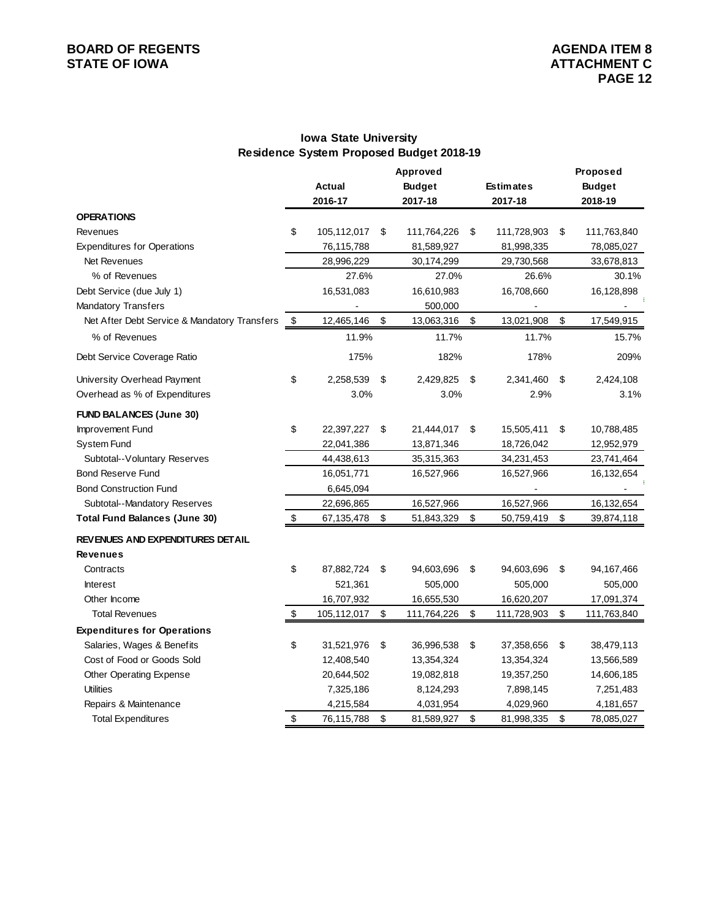**BOARD OF REGENTS**
**STATE OF IOWA**

**AGENDA ITEM 8**
**ATTACHMENT C**

## Iowa State University
## Residence System Proposed Budget 2018-19

| | Actual 2016-17 | Approved Budget 2017-18 | Estimates 2017-18 | Proposed Budget 2018-19 |
|---|---|---|---|---|
| **OPERATIONS** | | | | |
| Revenues | $ 105,112,017 | $ 111,764,226 | $ 111,728,903 | $ 111,763,840 |
| Expenditures for Operations | 76,115,788 | 81,589,927 | 81,998,335 | 78,085,027 |
| Net Revenues | 28,996,229 | 30,174,299 | 29,730,568 | 33,678,813 |
| % of Revenues | 27.6% | 27.0% | 26.6% | 30.1% |
| Debt Service (due July 1) | 16,531,083 | 16,610,983 | 16,708,660 | 16,128,898 |
| Mandatory Transfers | - | 500,000 | - | - |
| Net After Debt Service & Mandatory Transfers | $ 12,465,146 | $ 13,063,316 | $ 13,021,908 | $ 17,549,915 |
| % of Revenues | 11.9% | 11.7% | 11.7% | 15.7% |
| Debt Service Coverage Ratio | 175% | 182% | 178% | 209% |
| University Overhead Payment | $ 2,258,539 | $ 2,429,825 | $ 2,341,460 | $ 2,424,108 |
| Overhead as % of Expenditures | 3.0% | 3.0% | 2.9% | 3.1% |
| **FUND BALANCES (June 30)** | | | | |
| Improvement Fund | $ 22,397,227 | $ 21,444,017 | $ 15,505,411 | $ 10,788,485 |
| System Fund | 22,041,386 | 13,871,346 | 18,726,042 | 12,952,979 |
| Subtotal--Voluntary Reserves | 44,438,613 | 35,315,363 | 34,231,453 | 23,741,464 |
| Bond Reserve Fund | 16,051,771 | 16,527,966 | 16,527,966 | 16,132,654 |
| Bond Construction Fund | 6,645,094 | | - | - |
| Subtotal--Mandatory Reserves | 22,696,865 | 16,527,966 | 16,527,966 | 16,132,654 |
| **Total Fund Balances (June 30)** | $ 67,135,478 | $ 51,843,329 | $ 50,759,419 | $ 39,874,118 |
| **REVENUES AND EXPENDITURES DETAIL** | | | | |
| **Revenues** | | | | |
| Contracts | $ 87,882,724 | $ 94,603,696 | $ 94,603,696 | $ 94,167,466 |
| Interest | 521,361 | 505,000 | 505,000 | 505,000 |
| Other Income | 16,707,932 | 16,655,530 | 16,620,207 | 17,091,374 |
| Total Revenues | $ 105,112,017 | $ 111,764,226 | $ 111,728,903 | $ 111,763,840 |
| **Expenditures for Operations** | | | | |
| Salaries, Wages & Benefits | $ 31,521,976 | $ 36,996,538 | $ 37,358,656 | $ 38,479,113 |
| Cost of Food or Goods Sold | 12,408,540 | 13,354,324 | 13,354,324 | 13,566,589 |
| Other Operating Expense | 20,644,502 | 19,082,818 | 19,357,250 | 14,606,185 |
| Utilities | 7,325,186 | 8,124,293 | 7,898,145 | 7,251,483 |
| Repairs & Maintenance | 4,215,584 | 4,031,954 | 4,029,960 | 4,181,657 |
| Total Expenditures | $ 76,115,788 | $ 81,589,927 | $ 81,998,335 | $ 78,085,027 |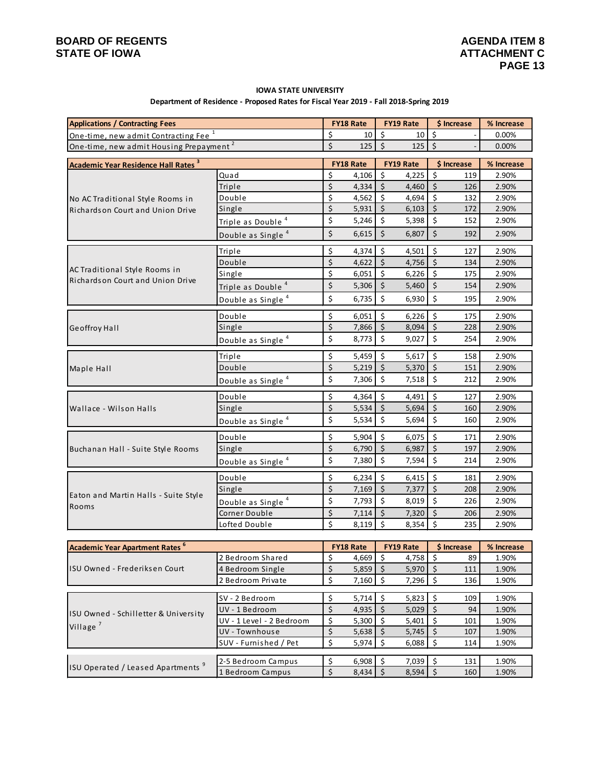BOARD OF REGENTS
STATE OF IOWA

AGENDA ITEM 8
ATTACHMENT C

**IOWA STATE UNIVERSITY**

**Department of Residence - Proposed Rates for Fiscal Year 2019 - Fall 2018-Spring 2019**

| **Applications / Contracting Fees** | | **FY18 Rate** | **FY19 Rate** | **$ Increase** | **% Increase** |
|---|---|---|---|---|---|
| One-time, new admit Contracting Fee [1] | | $ 10 | $ 10 | $ - | 0.00% |
| One-time, new admit Housing Prepayment [2] | | $ 125 | $ 125 | $ - | 0.00% |

| **Academic Year Residence Hall Rates [3]** | | **FY18 Rate** | **FY19 Rate** | **$ Increase** | **% Increase** |
|---|---|---|---|---|---|
| No AC Traditional Style Rooms in Richardson Court and Union Drive | Quad | $ 4,106 | $ 4,225 | $ 119 | 2.90% |
| | Triple | $ 4,334 | $ 4,460 | $ 126 | 2.90% |
| | Double | $ 4,562 | $ 4,694 | $ 132 | 2.90% |
| | Single | $ 5,931 | $ 6,103 | $ 172 | 2.90% |
| | Triple as Double [4] | $ 5,246 | $ 5,398 | $ 152 | 2.90% |
| | Double as Single [4] | $ 6,615 | $ 6,807 | $ 192 | 2.90% |
| AC Traditional Style Rooms in Richardson Court and Union Drive | Triple | $ 4,374 | $ 4,501 | $ 127 | 2.90% |
| | Double | $ 4,622 | $ 4,756 | $ 134 | 2.90% |
| | Single | $ 6,051 | $ 6,226 | $ 175 | 2.90% |
| | Triple as Double [4] | $ 5,306 | $ 5,460 | $ 154 | 2.90% |
| | Double as Single [4] | $ 6,735 | $ 6,930 | $ 195 | 2.90% |
| Geoffroy Hall | Double | $ 6,051 | $ 6,226 | $ 175 | 2.90% |
| | Single | $ 7,866 | $ 8,094 | $ 228 | 2.90% |
| | Double as Single [4] | $ 8,773 | $ 9,027 | $ 254 | 2.90% |
| Maple Hall | Triple | $ 5,459 | $ 5,617 | $ 158 | 2.90% |
| | Double | $ 5,219 | $ 5,370 | $ 151 | 2.90% |
| | Double as Single [4] | $ 7,306 | $ 7,518 | $ 212 | 2.90% |
| Wallace - Wilson Halls | Double | $ 4,364 | $ 4,491 | $ 127 | 2.90% |
| | Single | $ 5,534 | $ 5,694 | $ 160 | 2.90% |
| | Double as Single [4] | $ 5,534 | $ 5,694 | $ 160 | 2.90% |
| Buchanan Hall - Suite Style Rooms | Double | $ 5,904 | $ 6,075 | $ 171 | 2.90% |
| | Single | $ 6,790 | $ 6,987 | $ 197 | 2.90% |
| | Double as Single [4] | $ 7,380 | $ 7,594 | $ 214 | 2.90% |
| Eaton and Martin Halls - Suite Style Rooms | Double | $ 6,234 | $ 6,415 | $ 181 | 2.90% |
| | Single | $ 7,169 | $ 7,377 | $ 208 | 2.90% |
| | Double as Single [4] | $ 7,793 | $ 8,019 | $ 226 | 2.90% |
| | Corner Double | $ 7,114 | $ 7,320 | $ 206 | 2.90% |
| | Lofted Double | $ 8,119 | $ 8,354 | $ 235 | 2.90% |

| **Academic Year Apartment Rates [6]** | | **FY18 Rate** | **FY19 Rate** | **$ Increase** | **% Increase** |
|---|---|---|---|---|---|
| ISU Owned - Frederiksen Court | 2 Bedroom Shared | $ 4,669 | $ 4,758 | $ 89 | 1.90% |
| | 4 Bedroom Single | $ 5,859 | $ 5,970 | $ 111 | 1.90% |
| | 2 Bedroom Private | $ 7,160 | $ 7,296 | $ 136 | 1.90% |
| ISU Owned - Schilletter & University Village [7] | SV - 2 Bedroom | $ 5,714 | $ 5,823 | $ 109 | 1.90% |
| | UV - 1 Bedroom | $ 4,935 | $ 5,029 | $ 94 | 1.90% |
| | UV - 1 Level - 2 Bedroom | $ 5,300 | $ 5,401 | $ 101 | 1.90% |
| | UV - Townhouse | $ 5,638 | $ 5,745 | $ 107 | 1.90% |
| | SUV - Furnished / Pet | $ 5,974 | $ 6,088 | $ 114 | 1.90% |
| ISU Operated / Leased Apartments [9] | 2-5 Bedroom Campus | $ 6,908 | $ 7,039 | $ 131 | 1.90% |
| | 1 Bedroom Campus | $ 8,434 | $ 8,594 | $ 160 | 1.90% |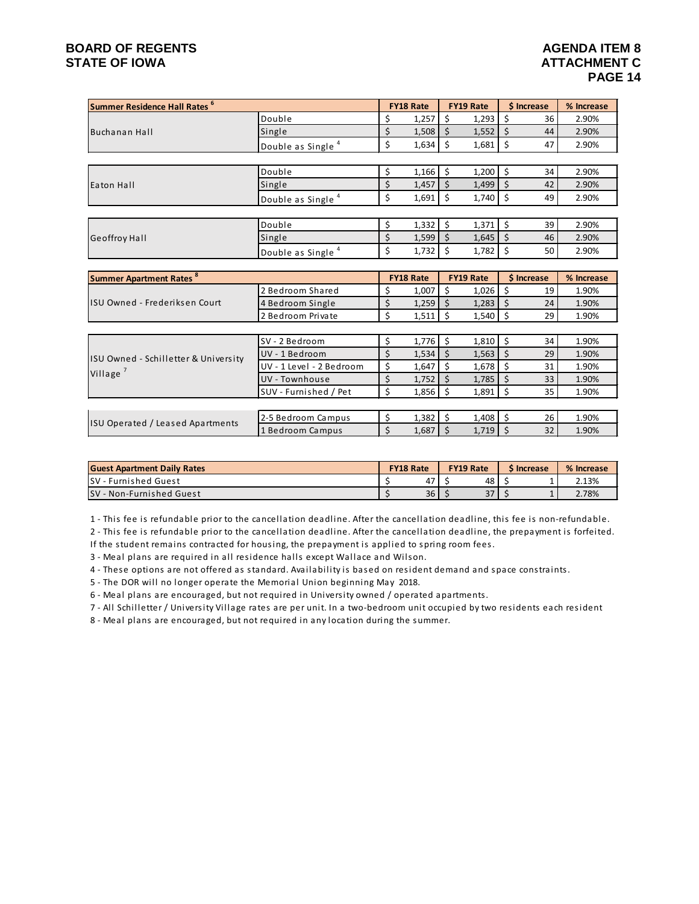BOARD OF REGENTS
STATE OF IOWA

AGENDA ITEM 8
ATTACHMENT C

| Summer Residence Hall Rates [6] | | FY18 Rate | FY19 Rate | $ Increase | % Increase |
|---|---|---|---|---|---|
| Buchanan Hall | Double | $ 1,257 | $ 1,293 | $ 36 | 2.90% |
| | Single | $ 1,508 | $ 1,552 | $ 44 | 2.90% |
| | Double as Single [4] | $ 1,634 | $ 1,681 | $ 47 | 2.90% |
| Eaton Hall | Double | $ 1,166 | $ 1,200 | $ 34 | 2.90% |
| | Single | $ 1,457 | $ 1,499 | $ 42 | 2.90% |
| | Double as Single [4] | $ 1,691 | $ 1,740 | $ 49 | 2.90% |
| Geoffroy Hall | Double | $ 1,332 | $ 1,371 | $ 39 | 2.90% |
| | Single | $ 1,599 | $ 1,645 | $ 46 | 2.90% |
| | Double as Single [4] | $ 1,732 | $ 1,782 | $ 50 | 2.90% |

| Summer Apartment Rates [8] | | FY18 Rate | FY19 Rate | $ Increase | % Increase |
|---|---|---|---|---|---|
| ISU Owned - Frederiksen Court | 2 Bedroom Shared | $ 1,007 | $ 1,026 | $ 19 | 1.90% |
| | 4 Bedroom Single | $ 1,259 | $ 1,283 | $ 24 | 1.90% |
| | 2 Bedroom Private | $ 1,511 | $ 1,540 | $ 29 | 1.90% |
| ISU Owned - Schilletter & University Village [7] | SV - 2 Bedroom | $ 1,776 | $ 1,810 | $ 34 | 1.90% |
| | UV - 1 Bedroom | $ 1,534 | $ 1,563 | $ 29 | 1.90% |
| | UV - 1 Level - 2 Bedroom | $ 1,647 | $ 1,678 | $ 31 | 1.90% |
| | UV - Townhouse | $ 1,752 | $ 1,785 | $ 33 | 1.90% |
| | SUV - Furnished / Pet | $ 1,856 | $ 1,891 | $ 35 | 1.90% |
| ISU Operated / Leased Apartments | 2-5 Bedroom Campus | $ 1,382 | $ 1,408 | $ 26 | 1.90% |
| | 1 Bedroom Campus | $ 1,687 | $ 1,719 | $ 32 | 1.90% |

| Guest Apartment Daily Rates | FY18 Rate | FY19 Rate | $ Increase | % Increase |
|---|---|---|---|---|
| SV - Furnished Guest | $ 47 | $ 48 | $ 1 | 2.13% |
| SV - Non-Furnished Guest | $ 36 | $ 37 | $ 1 | 2.78% |

1 - This fee is refundable prior to the cancellation deadline. After the cancellation deadline, this fee is non-refundable.

2 - This fee is refundable prior to the cancellation deadline. After the cancellation deadline, the prepayment is forfeited. If the student remains contracted for housing, the prepayment is applied to spring room fees.

3 - Meal plans are required in all residence halls except Wallace and Wilson.

4 - These options are not offered as standard. Availability is based on resident demand and space constraints.

5 - The DOR will no longer operate the Memorial Union beginning May 2018.

6 - Meal plans are encouraged, but not required in University owned / operated apartments.

7 - All Schilletter / University Village rates are per unit. In a two-bedroom unit occupied by two residents each resident

8 - Meal plans are encouraged, but not required in any location during the summer.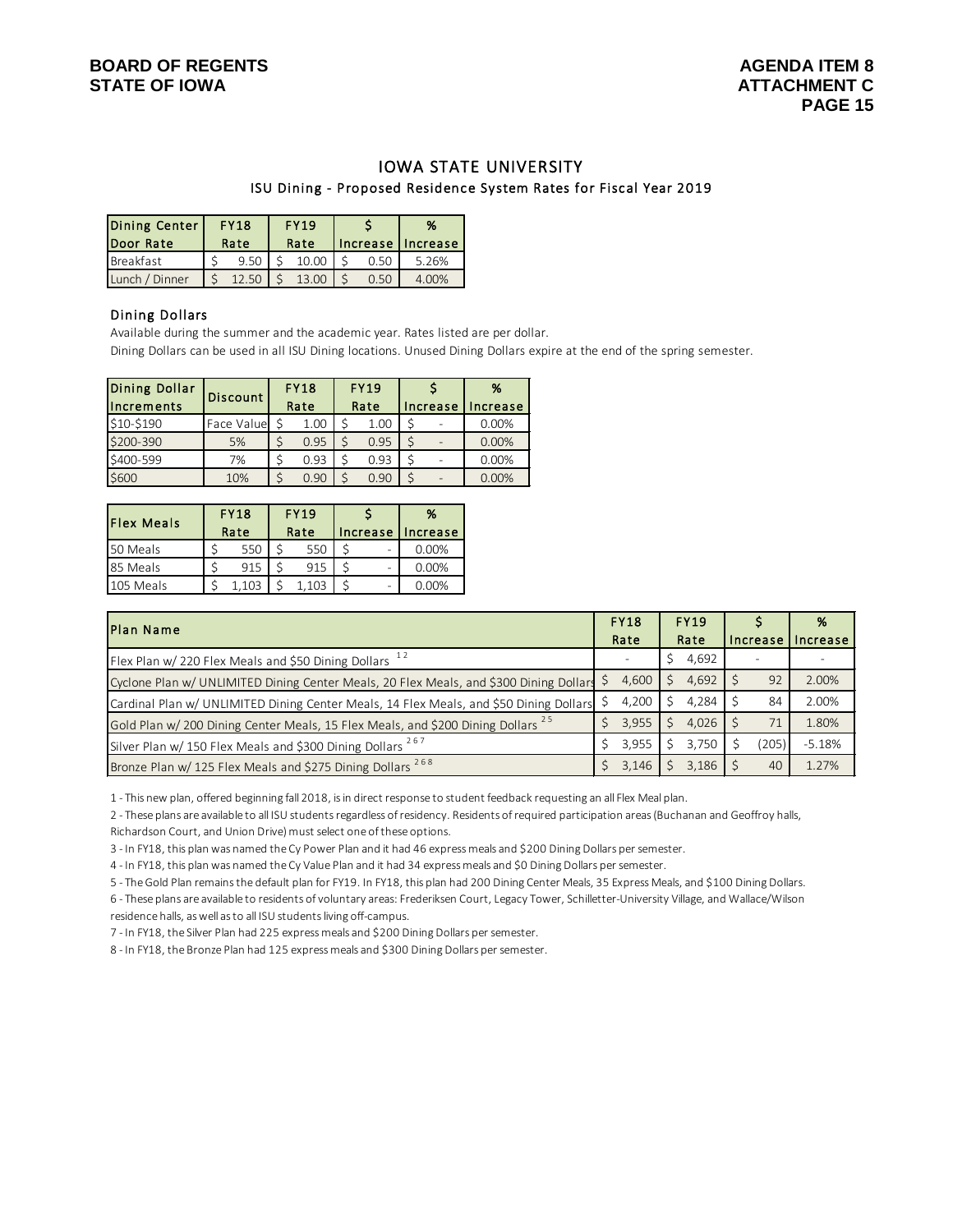# IOWA STATE UNIVERSITY

## ISU Dining - Proposed Residence System Rates for Fiscal Year 2019

| Dining Center Door Rate | FY18 Rate | FY19 Rate | $ Increase | % Increase |
|---|---|---|---|---|
| Breakfast | $ 9.50 | $ 10.00 | $ 0.50 | 5.26% |
| Lunch / Dinner | $ 12.50 | $ 13.00 | $ 0.50 | 4.00% |

### Dining Dollars

Available during the summer and the academic year. Rates listed are per dollar.

Dining Dollars can be used in all ISU Dining locations. Unused Dining Dollars expire at the end of the spring semester.

| Dining Dollar Increments | Discount | FY18 Rate | FY19 Rate | $ Increase | % Increase |
|---|---|---|---|---|---|
| $10-$190 | Face Value | $ 1.00 | $ 1.00 | $ - | 0.00% |
| $200-390 | 5% | $ 0.95 | $ 0.95 | $ - | 0.00% |
| $400-599 | 7% | $ 0.93 | $ 0.93 | $ - | 0.00% |
| $600 | 10% | $ 0.90 | $ 0.90 | $ - | 0.00% |

| Flex Meals | FY18 Rate | FY19 Rate | $ Increase | % Increase |
|---|---|---|---|---|
| 50 Meals | $ 550 | $ 550 | $ - | 0.00% |
| 85 Meals | $ 915 | $ 915 | $ - | 0.00% |
| 105 Meals | $ 1,103 | $ 1,103 | $ - | 0.00% |

| Plan Name | FY18 Rate | FY19 Rate | $ Increase | % Increase |
|---|---|---|---|---|
| Flex Plan w/ 220 Flex Meals and $50 Dining Dollars [1 2] | - | $ 4,692 | - | - |
| Cyclone Plan w/ UNLIMITED Dining Center Meals, 20 Flex Meals, and $300 Dining Dollars | $ 4,600 | $ 4,692 | $ 92 | 2.00% |
| Cardinal Plan w/ UNLIMITED Dining Center Meals, 14 Flex Meals, and $50 Dining Dollars | $ 4,200 | $ 4,284 | $ 84 | 2.00% |
| Gold Plan w/ 200 Dining Center Meals, 15 Flex Meals, and $200 Dining Dollars [2 5] | $ 3,955 | $ 4,026 | $ 71 | 1.80% |
| Silver Plan w/ 150 Flex Meals and $300 Dining Dollars [2 6 7] | $ 3,955 | $ 3,750 | $ (205) | -5.18% |
| Bronze Plan w/ 125 Flex Meals and $275 Dining Dollars [2 6 8] | $ 3,146 | $ 3,186 | $ 40 | 1.27% |

1 - This new plan, offered beginning fall 2018, is in direct response to student feedback requesting an all Flex Meal plan.

2 - These plans are available to all ISU students regardless of residency. Residents of required participation areas (Buchanan and Geoffroy halls, Richardson Court, and Union Drive) must select one of these options.

3 - In FY18, this plan was named the Cy Power Plan and it had 46 express meals and $200 Dining Dollars per semester.

4 - In FY18, this plan was named the Cy Value Plan and it had 34 express meals and $0 Dining Dollars per semester.

5 - The Gold Plan remains the default plan for FY19. In FY18, this plan had 200 Dining Center Meals, 35 Express Meals, and $100 Dining Dollars.

6 - These plans are available to residents of voluntary areas: Frederiksen Court, Legacy Tower, Schilletter-University Village, and Wallace/Wilson residence halls, as well as to all ISU students living off-campus.

7 - In FY18, the Silver Plan had 225 express meals and $200 Dining Dollars per semester.

8 - In FY18, the Bronze Plan had 125 express meals and $300 Dining Dollars per semester.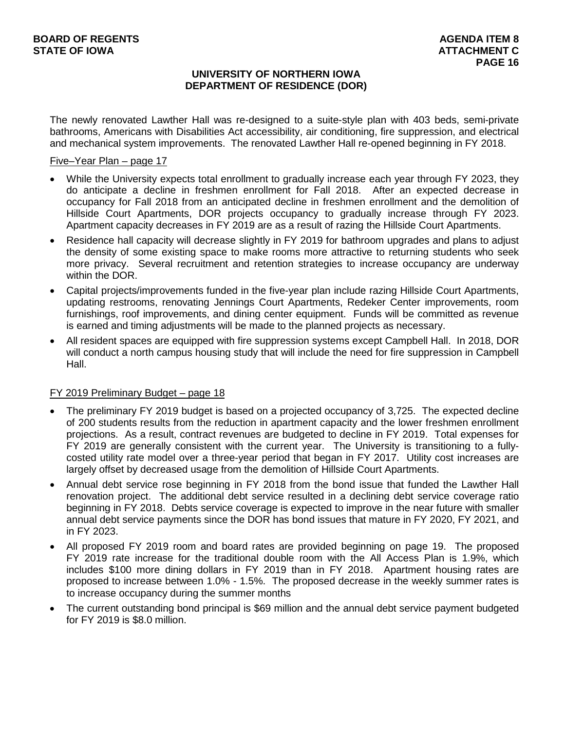## UNIVERSITY OF NORTHERN IOWA
## DEPARTMENT OF RESIDENCE (DOR)

The newly renovated Lawther Hall was re-designed to a suite-style plan with 403 beds, semi-private bathrooms, Americans with Disabilities Act accessibility, air conditioning, fire suppression, and electrical and mechanical system improvements. The renovated Lawther Hall re-opened beginning in FY 2018.

Five–Year Plan – page 17

- While the University expects total enrollment to gradually increase each year through FY 2023, they do anticipate a decline in freshmen enrollment for Fall 2018. After an expected decrease in occupancy for Fall 2018 from an anticipated decline in freshmen enrollment and the demolition of Hillside Court Apartments, DOR projects occupancy to gradually increase through FY 2023. Apartment capacity decreases in FY 2019 are as a result of razing the Hillside Court Apartments.
- Residence hall capacity will decrease slightly in FY 2019 for bathroom upgrades and plans to adjust the density of some existing space to make rooms more attractive to returning students who seek more privacy. Several recruitment and retention strategies to increase occupancy are underway within the DOR.
- Capital projects/improvements funded in the five-year plan include razing Hillside Court Apartments, updating restrooms, renovating Jennings Court Apartments, Redeker Center improvements, room furnishings, roof improvements, and dining center equipment. Funds will be committed as revenue is earned and timing adjustments will be made to the planned projects as necessary.
- All resident spaces are equipped with fire suppression systems except Campbell Hall. In 2018, DOR will conduct a north campus housing study that will include the need for fire suppression in Campbell Hall.

FY 2019 Preliminary Budget – page 18

- The preliminary FY 2019 budget is based on a projected occupancy of 3,725. The expected decline of 200 students results from the reduction in apartment capacity and the lower freshmen enrollment projections. As a result, contract revenues are budgeted to decline in FY 2019. Total expenses for FY 2019 are generally consistent with the current year. The University is transitioning to a fully-costed utility rate model over a three-year period that began in FY 2017. Utility cost increases are largely offset by decreased usage from the demolition of Hillside Court Apartments.
- Annual debt service rose beginning in FY 2018 from the bond issue that funded the Lawther Hall renovation project. The additional debt service resulted in a declining debt service coverage ratio beginning in FY 2018. Debts service coverage is expected to improve in the near future with smaller annual debt service payments since the DOR has bond issues that mature in FY 2020, FY 2021, and in FY 2023.
- All proposed FY 2019 room and board rates are provided beginning on page 19. The proposed FY 2019 rate increase for the traditional double room with the All Access Plan is 1.9%, which includes $100 more dining dollars in FY 2019 than in FY 2018. Apartment housing rates are proposed to increase between 1.0% - 1.5%. The proposed decrease in the weekly summer rates is to increase occupancy during the summer months
- The current outstanding bond principal is $69 million and the annual debt service payment budgeted for FY 2019 is $8.0 million.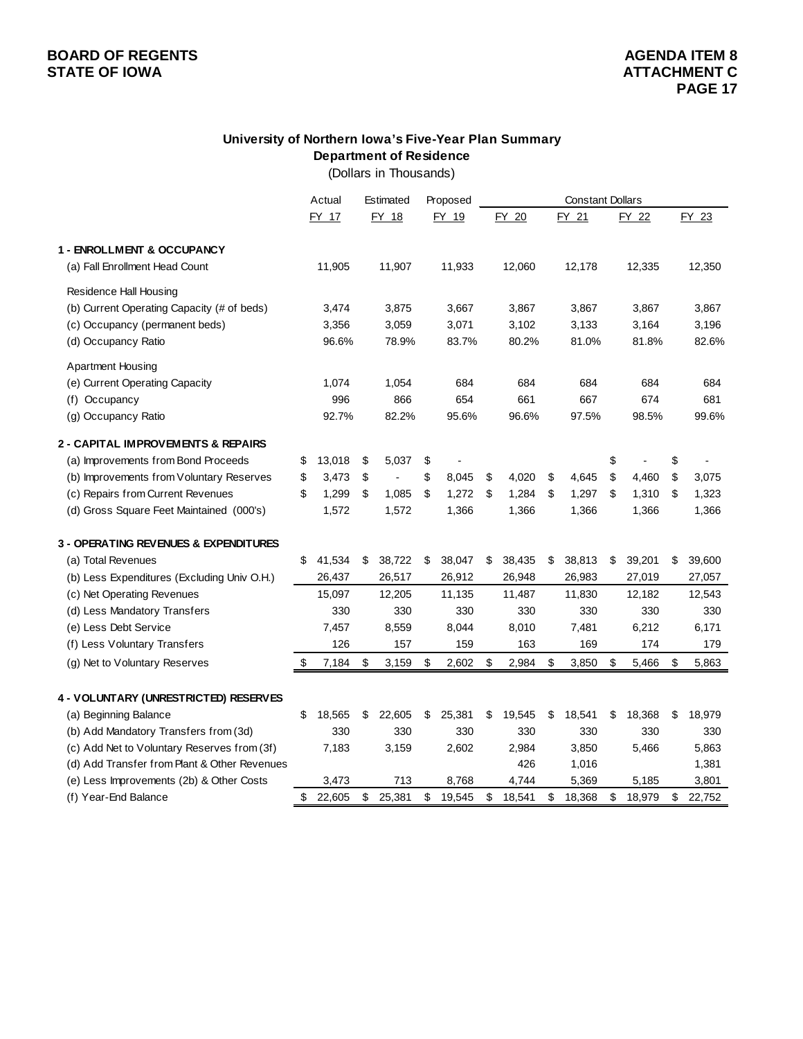## University of Northern Iowa's Five-Year Plan Summary
### Department of Residence
(Dollars in Thousands)

| | Actual | Estimated | Proposed | Constant Dollars | | | |
|---|---|---|---|---|---|---|---|
| | FY 17 | FY 18 | FY 19 | FY 20 | FY 21 | FY 22 | FY 23 |
| **1 - ENROLLMENT & OCCUPANCY** | | | | | | | |
| (a) Fall Enrollment Head Count | 11,905 | 11,907 | 11,933 | 12,060 | 12,178 | 12,335 | 12,350 |
| Residence Hall Housing | | | | | | | |
| (b) Current Operating Capacity (# of beds) | 3,474 | 3,875 | 3,667 | 3,867 | 3,867 | 3,867 | 3,867 |
| (c) Occupancy (permanent beds) | 3,356 | 3,059 | 3,071 | 3,102 | 3,133 | 3,164 | 3,196 |
| (d) Occupancy Ratio | 96.6% | 78.9% | 83.7% | 80.2% | 81.0% | 81.8% | 82.6% |
| Apartment Housing | | | | | | | |
| (e) Current Operating Capacity | 1,074 | 1,054 | 684 | 684 | 684 | 684 | 684 |
| (f) Occupancy | 996 | 866 | 654 | 661 | 667 | 674 | 681 |
| (g) Occupancy Ratio | 92.7% | 82.2% | 95.6% | 96.6% | 97.5% | 98.5% | 99.6% |
| **2 - CAPITAL IMPROVEMENTS & REPAIRS** | | | | | | | |
| (a) Improvements from Bond Proceeds | $ 13,018 | $ 5,037 | $ - | | | $ - | $ - |
| (b) Improvements from Voluntary Reserves | $ 3,473 | $ - | $ 8,045 | $ 4,020 | $ 4,645 | $ 4,460 | $ 3,075 |
| (c) Repairs from Current Revenues | $ 1,299 | $ 1,085 | $ 1,272 | $ 1,284 | $ 1,297 | $ 1,310 | $ 1,323 |
| (d) Gross Square Feet Maintained (000's) | 1,572 | 1,572 | 1,366 | 1,366 | 1,366 | 1,366 | 1,366 |
| **3 - OPERATING REVENUES & EXPENDITURES** | | | | | | | |
| (a) Total Revenues | $ 41,534 | $ 38,722 | $ 38,047 | $ 38,435 | $ 38,813 | $ 39,201 | $ 39,600 |
| (b) Less Expenditures (Excluding Univ O.H.) | 26,437 | 26,517 | 26,912 | 26,948 | 26,983 | 27,019 | 27,057 |
| (c) Net Operating Revenues | 15,097 | 12,205 | 11,135 | 11,487 | 11,830 | 12,182 | 12,543 |
| (d) Less Mandatory Transfers | 330 | 330 | 330 | 330 | 330 | 330 | 330 |
| (e) Less Debt Service | 7,457 | 8,559 | 8,044 | 8,010 | 7,481 | 6,212 | 6,171 |
| (f) Less Voluntary Transfers | 126 | 157 | 159 | 163 | 169 | 174 | 179 |
| (g) Net to Voluntary Reserves | $ 7,184 | $ 3,159 | $ 2,602 | $ 2,984 | $ 3,850 | $ 5,466 | $ 5,863 |
| **4 - VOLUNTARY (UNRESTRICTED) RESERVES** | | | | | | | |
| (a) Beginning Balance | $ 18,565 | $ 22,605 | $ 25,381 | $ 19,545 | $ 18,541 | $ 18,368 | $ 18,979 |
| (b) Add Mandatory Transfers from (3d) | 330 | 330 | 330 | 330 | 330 | 330 | 330 |
| (c) Add Net to Voluntary Reserves from (3f) | 7,183 | 3,159 | 2,602 | 2,984 | 3,850 | 5,466 | 5,863 |
| (d) Add Transfer from Plant & Other Revenues | | | | 426 | 1,016 | | 1,381 |
| (e) Less Improvements (2b) & Other Costs | 3,473 | 713 | 8,768 | 4,744 | 5,369 | 5,185 | 3,801 |
| (f) Year-End Balance | $ 22,605 | $ 25,381 | $ 19,545 | $ 18,541 | $ 18,368 | $ 18,979 | $ 22,752 |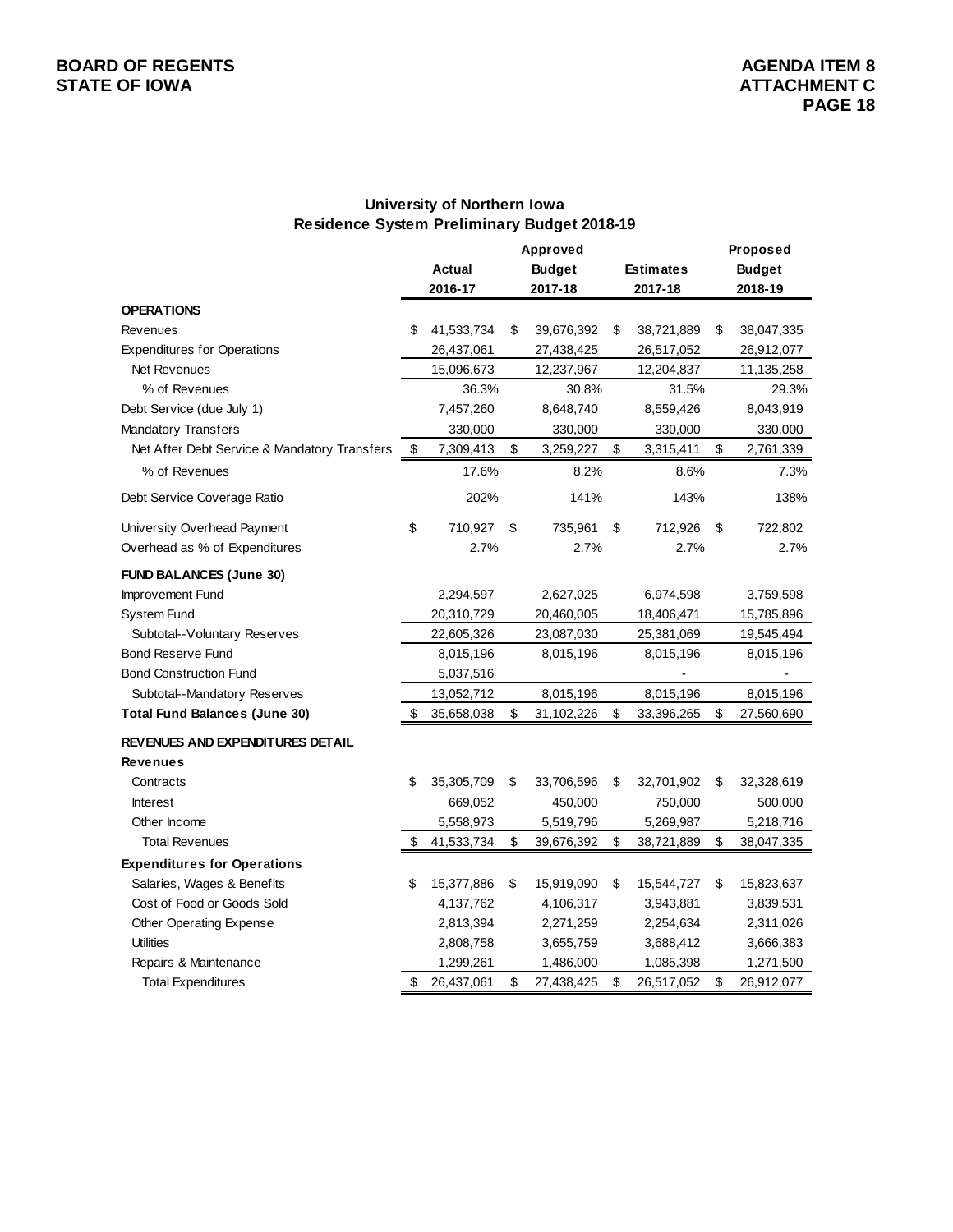**BOARD OF REGENTS**
**STATE OF IOWA**

**AGENDA ITEM 8**
**ATTACHMENT C**
**PAGE 18**

## University of Northern Iowa
## Residence System Preliminary Budget 2018-19

| | Actual 2016-17 | Approved Budget 2017-18 | Estimates 2017-18 | Proposed Budget 2018-19 |
|---|---|---|---|---|
| **OPERATIONS** | | | | |
| Revenues | $ 41,533,734 | $ 39,676,392 | $ 38,721,889 | $ 38,047,335 |
| Expenditures for Operations | 26,437,061 | 27,438,425 | 26,517,052 | 26,912,077 |
| Net Revenues | 15,096,673 | 12,237,967 | 12,204,837 | 11,135,258 |
| % of Revenues | 36.3% | 30.8% | 31.5% | 29.3% |
| Debt Service (due July 1) | 7,457,260 | 8,648,740 | 8,559,426 | 8,043,919 |
| Mandatory Transfers | 330,000 | 330,000 | 330,000 | 330,000 |
| Net After Debt Service & Mandatory Transfers | $ 7,309,413 | $ 3,259,227 | $ 3,315,411 | $ 2,761,339 |
| % of Revenues | 17.6% | 8.2% | 8.6% | 7.3% |
| Debt Service Coverage Ratio | 202% | 141% | 143% | 138% |
| University Overhead Payment | $ 710,927 | $ 735,961 | $ 712,926 | $ 722,802 |
| Overhead as % of Expenditures | 2.7% | 2.7% | 2.7% | 2.7% |
| **FUND BALANCES (June 30)** | | | | |
| Improvement Fund | 2,294,597 | 2,627,025 | 6,974,598 | 3,759,598 |
| System Fund | 20,310,729 | 20,460,005 | 18,406,471 | 15,785,896 |
| Subtotal--Voluntary Reserves | 22,605,326 | 23,087,030 | 25,381,069 | 19,545,494 |
| Bond Reserve Fund | 8,015,196 | 8,015,196 | 8,015,196 | 8,015,196 |
| Bond Construction Fund | 5,037,516 | | - | - |
| Subtotal--Mandatory Reserves | 13,052,712 | 8,015,196 | 8,015,196 | 8,015,196 |
| **Total Fund Balances (June 30)** | $ 35,658,038 | $ 31,102,226 | $ 33,396,265 | $ 27,560,690 |
| **REVENUES AND EXPENDITURES DETAIL** | | | | |
| **Revenues** | | | | |
| Contracts | $ 35,305,709 | $ 33,706,596 | $ 32,701,902 | $ 32,328,619 |
| Interest | 669,052 | 450,000 | 750,000 | 500,000 |
| Other Income | 5,558,973 | 5,519,796 | 5,269,987 | 5,218,716 |
| Total Revenues | $ 41,533,734 | $ 39,676,392 | $ 38,721,889 | $ 38,047,335 |
| **Expenditures for Operations** | | | | |
| Salaries, Wages & Benefits | $ 15,377,886 | $ 15,919,090 | $ 15,544,727 | $ 15,823,637 |
| Cost of Food or Goods Sold | 4,137,762 | 4,106,317 | 3,943,881 | 3,839,531 |
| Other Operating Expense | 2,813,394 | 2,271,259 | 2,254,634 | 2,311,026 |
| Utilities | 2,808,758 | 3,655,759 | 3,688,412 | 3,666,383 |
| Repairs & Maintenance | 1,299,261 | 1,486,000 | 1,085,398 | 1,271,500 |
| Total Expenditures | $ 26,437,061 | $ 27,438,425 | $ 26,517,052 | $ 26,912,077 |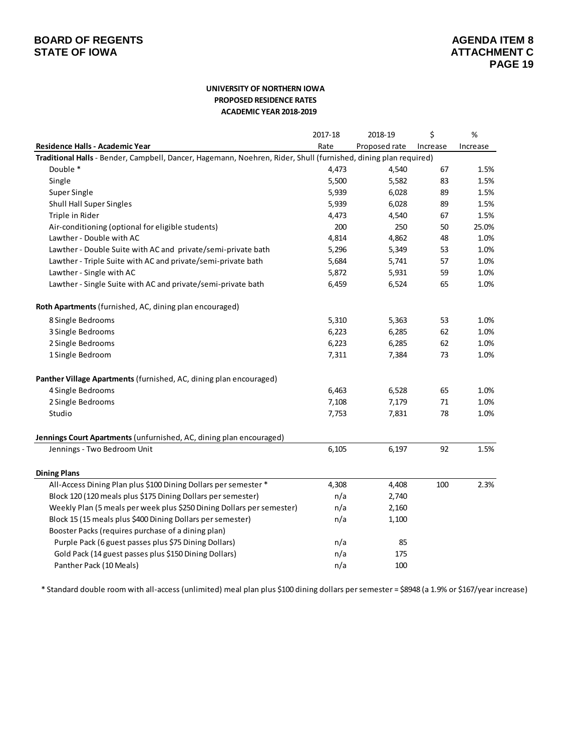**BOARD OF REGENTS**
**STATE OF IOWA**

**AGENDA ITEM 8**
**ATTACHMENT C**

**UNIVERSITY OF NORTHERN IOWA**
**PROPOSED RESIDENCE RATES**
**ACADEMIC YEAR 2018-2019**

| Residence Halls - Academic Year | 2017-18 Rate | 2018-19 Proposed rate | $ Increase | % Increase |
|---|---|---|---|---|
| **Traditional Halls** - Bender, Campbell, Dancer, Hagemann, Noehren, Rider, Shull (furnished, dining plan required) | | | | |
| Double * | 4,473 | 4,540 | 67 | 1.5% |
| Single | 5,500 | 5,582 | 83 | 1.5% |
| Super Single | 5,939 | 6,028 | 89 | 1.5% |
| Shull Hall Super Singles | 5,939 | 6,028 | 89 | 1.5% |
| Triple in Rider | 4,473 | 4,540 | 67 | 1.5% |
| Air-conditioning (optional for eligible students) | 200 | 250 | 50 | 25.0% |
| Lawther - Double with AC | 4,814 | 4,862 | 48 | 1.0% |
| Lawther - Double Suite with AC and private/semi-private bath | 5,296 | 5,349 | 53 | 1.0% |
| Lawther - Triple Suite with AC and private/semi-private bath | 5,684 | 5,741 | 57 | 1.0% |
| Lawther - Single with AC | 5,872 | 5,931 | 59 | 1.0% |
| Lawther - Single Suite with AC and private/semi-private bath | 6,459 | 6,524 | 65 | 1.0% |
| **Roth Apartments** (furnished, AC, dining plan encouraged) | | | | |
| 8 Single Bedrooms | 5,310 | 5,363 | 53 | 1.0% |
| 3 Single Bedrooms | 6,223 | 6,285 | 62 | 1.0% |
| 2 Single Bedrooms | 6,223 | 6,285 | 62 | 1.0% |
| 1 Single Bedroom | 7,311 | 7,384 | 73 | 1.0% |
| **Panther Village Apartments** (furnished, AC, dining plan encouraged) | | | | |
| 4 Single Bedrooms | 6,463 | 6,528 | 65 | 1.0% |
| 2 Single Bedrooms | 7,108 | 7,179 | 71 | 1.0% |
| Studio | 7,753 | 7,831 | 78 | 1.0% |
| **Jennings Court Apartments** (unfurnished, AC, dining plan encouraged) | | | | |
| Jennings - Two Bedroom Unit | 6,105 | 6,197 | 92 | 1.5% |
| **Dining Plans** | | | | |
| All-Access Dining Plan plus $100 Dining Dollars per semester * | 4,308 | 4,408 | 100 | 2.3% |
| Block 120 (120 meals plus $175 Dining Dollars per semester) | n/a | 2,740 | | |
| Weekly Plan (5 meals per week plus $250 Dining Dollars per semester) | n/a | 2,160 | | |
| Block 15 (15 meals plus $400 Dining Dollars per semester) | n/a | 1,100 | | |
| Booster Packs (requires purchase of a dining plan) | | | | |
| Purple Pack (6 guest passes plus $75 Dining Dollars) | n/a | 85 | | |
| Gold Pack (14 guest passes plus $150 Dining Dollars) | n/a | 175 | | |
| Panther Pack (10 Meals) | n/a | 100 | | |

* Standard double room with all-access (unlimited) meal plan plus $100 dining dollars per semester = $8948 (a 1.9% or $167/year increase)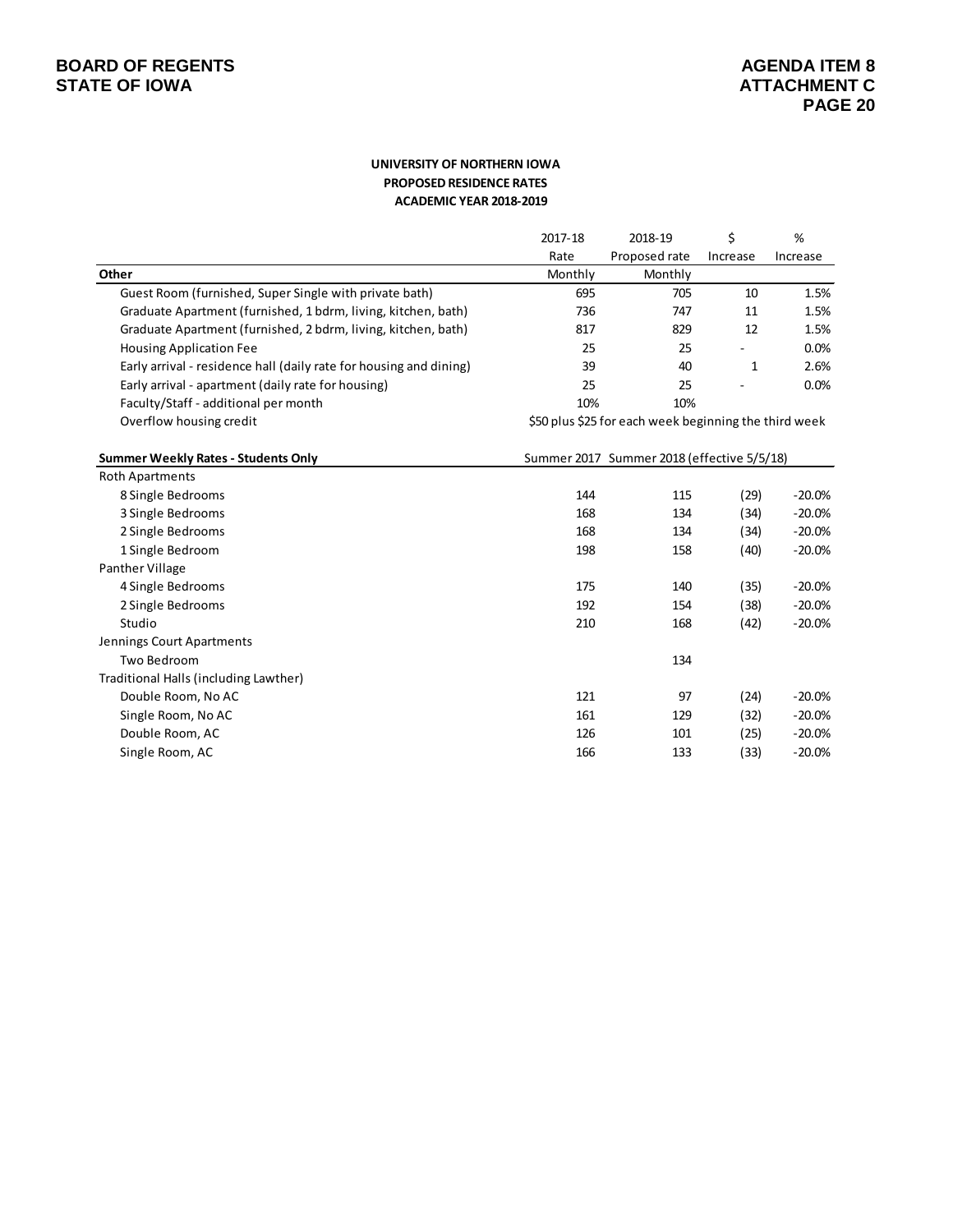BOARD OF REGENTS
STATE OF IOWA

AGENDA ITEM 8
ATTACHMENT C
PAGE 20

**UNIVERSITY OF NORTHERN IOWA**
**PROPOSED RESIDENCE RATES**
**ACADEMIC YEAR 2018-2019**

| | 2017-18 Rate | 2018-19 Proposed rate | $ Increase | % Increase |
|---|---|---|---|---|
| **Other** | Monthly | Monthly | | |
| Guest Room (furnished, Super Single with private bath) | 695 | 705 | 10 | 1.5% |
| Graduate Apartment (furnished, 1 bdrm, living, kitchen, bath) | 736 | 747 | 11 | 1.5% |
| Graduate Apartment (furnished, 2 bdrm, living, kitchen, bath) | 817 | 829 | 12 | 1.5% |
| Housing Application Fee | 25 | 25 | - | 0.0% |
| Early arrival - residence hall (daily rate for housing and dining) | 39 | 40 | 1 | 2.6% |
| Early arrival - apartment (daily rate for housing) | 25 | 25 | - | 0.0% |
| Faculty/Staff - additional per month | 10% | 10% | | |
| Overflow housing credit | $50 plus $25 for each week beginning the third week | | | |
| **Summer Weekly Rates - Students Only** | Summer 2017 | Summer 2018 (effective 5/5/18) | | |
| Roth Apartments | | | | |
| 8 Single Bedrooms | 144 | 115 | (29) | -20.0% |
| 3 Single Bedrooms | 168 | 134 | (34) | -20.0% |
| 2 Single Bedrooms | 168 | 134 | (34) | -20.0% |
| 1 Single Bedroom | 198 | 158 | (40) | -20.0% |
| Panther Village | | | | |
| 4 Single Bedrooms | 175 | 140 | (35) | -20.0% |
| 2 Single Bedrooms | 192 | 154 | (38) | -20.0% |
| Studio | 210 | 168 | (42) | -20.0% |
| Jennings Court Apartments | | | | |
| Two Bedroom | | 134 | | |
| Traditional Halls (including Lawther) | | | | |
| Double Room, No AC | 121 | 97 | (24) | -20.0% |
| Single Room, No AC | 161 | 129 | (32) | -20.0% |
| Double Room, AC | 126 | 101 | (25) | -20.0% |
| Single Room, AC | 166 | 133 | (33) | -20.0% |